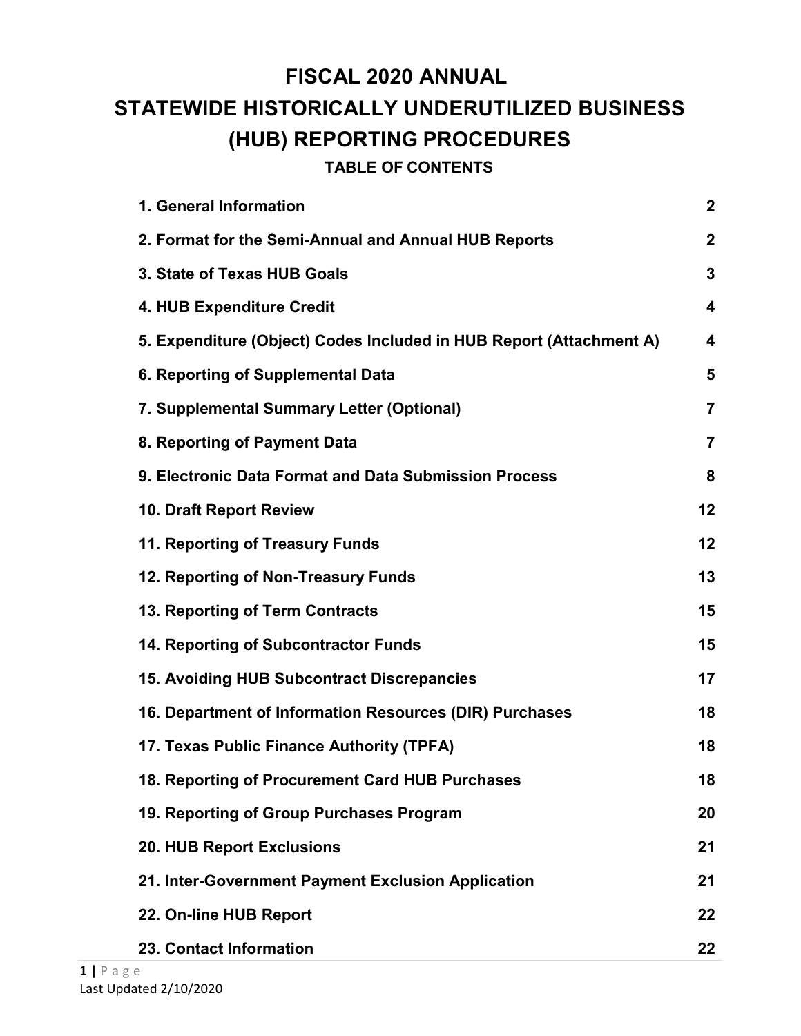# FISCAL 2020 ANNUAL STATEWIDE HISTORICALLY UNDERUTILIZED BUSINESS (HUB) REPORTING PROCEDURES

## TABLE OF CONTENTS

| | |
|---|---|
| **1. General Information** | **2** |
| **2. Format for the Semi-Annual and Annual HUB Reports** | **2** |
| **3. State of Texas HUB Goals** | **3** |
| **4. HUB Expenditure Credit** | **4** |
| **5. Expenditure (Object) Codes Included in HUB Report (Attachment A)** | **4** |
| **6. Reporting of Supplemental Data** | **5** |
| **7. Supplemental Summary Letter (Optional)** | **7** |
| **8. Reporting of Payment Data** | **7** |
| **9. Electronic Data Format and Data Submission Process** | **8** |
| **10. Draft Report Review** | **12** |
| **11. Reporting of Treasury Funds** | **12** |
| **12. Reporting of Non-Treasury Funds** | **13** |
| **13. Reporting of Term Contracts** | **15** |
| **14. Reporting of Subcontractor Funds** | **15** |
| **15. Avoiding HUB Subcontract Discrepancies** | **17** |
| **16. Department of Information Resources (DIR) Purchases** | **18** |
| **17. Texas Public Finance Authority (TPFA)** | **18** |
| **18. Reporting of Procurement Card HUB Purchases** | **18** |
| **19. Reporting of Group Purchases Program** | **20** |
| **20. HUB Report Exclusions** | **21** |
| **21. Inter-Government Payment Exclusion Application** | **21** |
| **22. On-line HUB Report** | **22** |
| **23. Contact Information** | **22** |

Last Updated 2/10/2020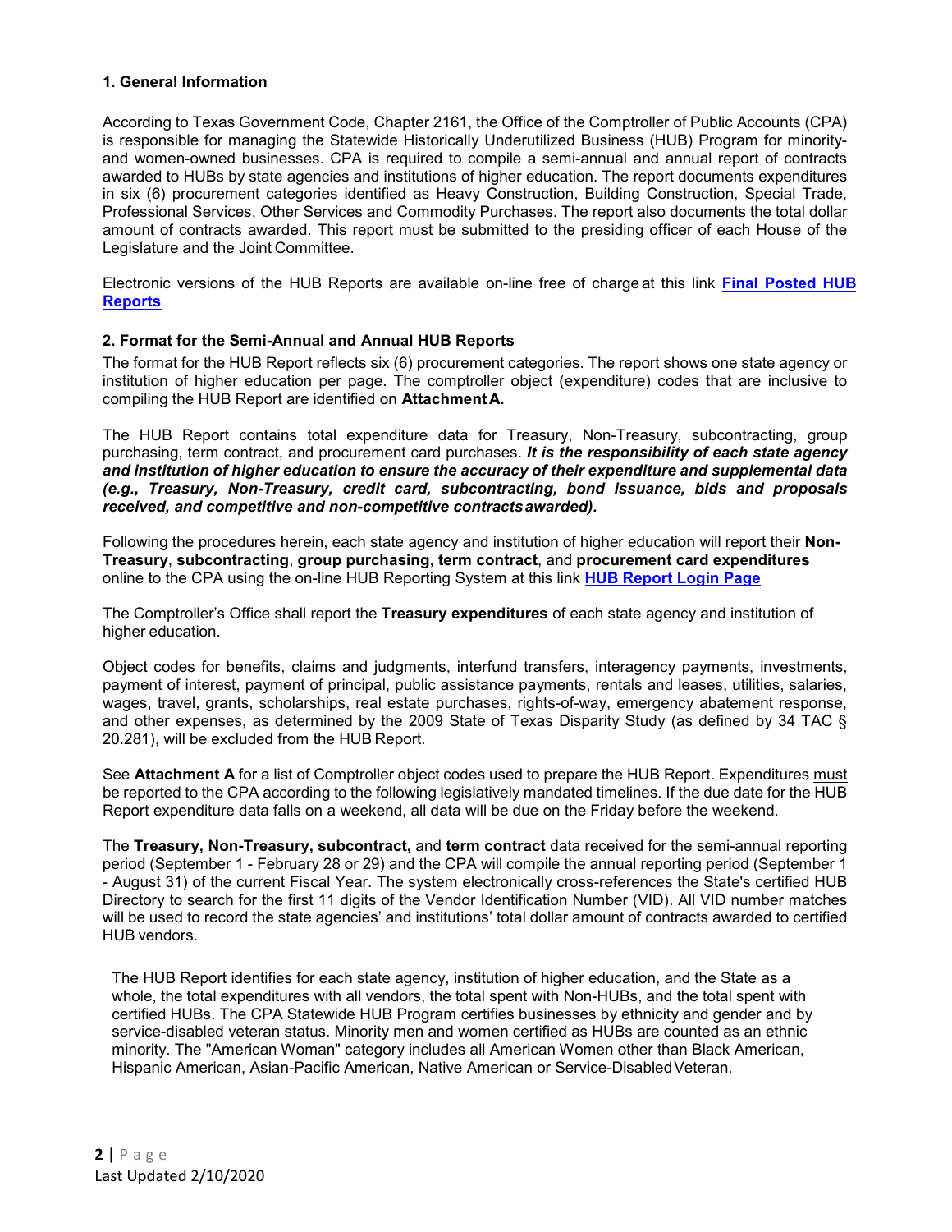### 1. General Information

According to Texas Government Code, Chapter 2161, the Office of the Comptroller of Public Accounts (CPA) is responsible for managing the Statewide Historically Underutilized Business (HUB) Program for minority- and women-owned businesses. CPA is required to compile a semi-annual and annual report of contracts awarded to HUBs by state agencies and institutions of higher education. The report documents expenditures in six (6) procurement categories identified as Heavy Construction, Building Construction, Special Trade, Professional Services, Other Services and Commodity Purchases. The report also documents the total dollar amount of contracts awarded. This report must be submitted to the presiding officer of each House of the Legislature and the Joint Committee.

Electronic versions of the HUB Reports are available on-line free of charge at this link **Final Posted HUB Reports**

### 2. Format for the Semi-Annual and Annual HUB Reports

The format for the HUB Report reflects six (6) procurement categories. The report shows one state agency or institution of higher education per page. The comptroller object (expenditure) codes that are inclusive to compiling the HUB Report are identified on **Attachment A.**

The HUB Report contains total expenditure data for Treasury, Non-Treasury, subcontracting, group purchasing, term contract, and procurement card purchases. ***It is the responsibility of each state agency and institution of higher education to ensure the accuracy of their expenditure and supplemental data (e.g., Treasury, Non-Treasury, credit card, subcontracting, bond issuance, bids and proposals received, and competitive and non-competitive contracts awarded).***

Following the procedures herein, each state agency and institution of higher education will report their **Non-Treasury**, **subcontracting**, **group purchasing**, **term contract**, and **procurement card expenditures** online to the CPA using the on-line HUB Reporting System at this link **HUB Report Login Page**

The Comptroller's Office shall report the **Treasury expenditures** of each state agency and institution of higher education.

Object codes for benefits, claims and judgments, interfund transfers, interagency payments, investments, payment of interest, payment of principal, public assistance payments, rentals and leases, utilities, salaries, wages, travel, grants, scholarships, real estate purchases, rights-of-way, emergency abatement response, and other expenses, as determined by the 2009 State of Texas Disparity Study (as defined by 34 TAC § 20.281), will be excluded from the HUB Report.

See **Attachment A** for a list of Comptroller object codes used to prepare the HUB Report. Expenditures must be reported to the CPA according to the following legislatively mandated timelines. If the due date for the HUB Report expenditure data falls on a weekend, all data will be due on the Friday before the weekend.

The **Treasury, Non-Treasury, subcontract,** and **term contract** data received for the semi-annual reporting period (September 1 - February 28 or 29) and the CPA will compile the annual reporting period (September 1 - August 31) of the current Fiscal Year. The system electronically cross-references the State's certified HUB Directory to search for the first 11 digits of the Vendor Identification Number (VID). All VID number matches will be used to record the state agencies' and institutions' total dollar amount of contracts awarded to certified HUB vendors.

The HUB Report identifies for each state agency, institution of higher education, and the State as a whole, the total expenditures with all vendors, the total spent with Non-HUBs, and the total spent with certified HUBs. The CPA Statewide HUB Program certifies businesses by ethnicity and gender and by service-disabled veteran status. Minority men and women certified as HUBs are counted as an ethnic minority. The "American Woman" category includes all American Women other than Black American, Hispanic American, Asian-Pacific American, Native American or Service-Disabled Veteran.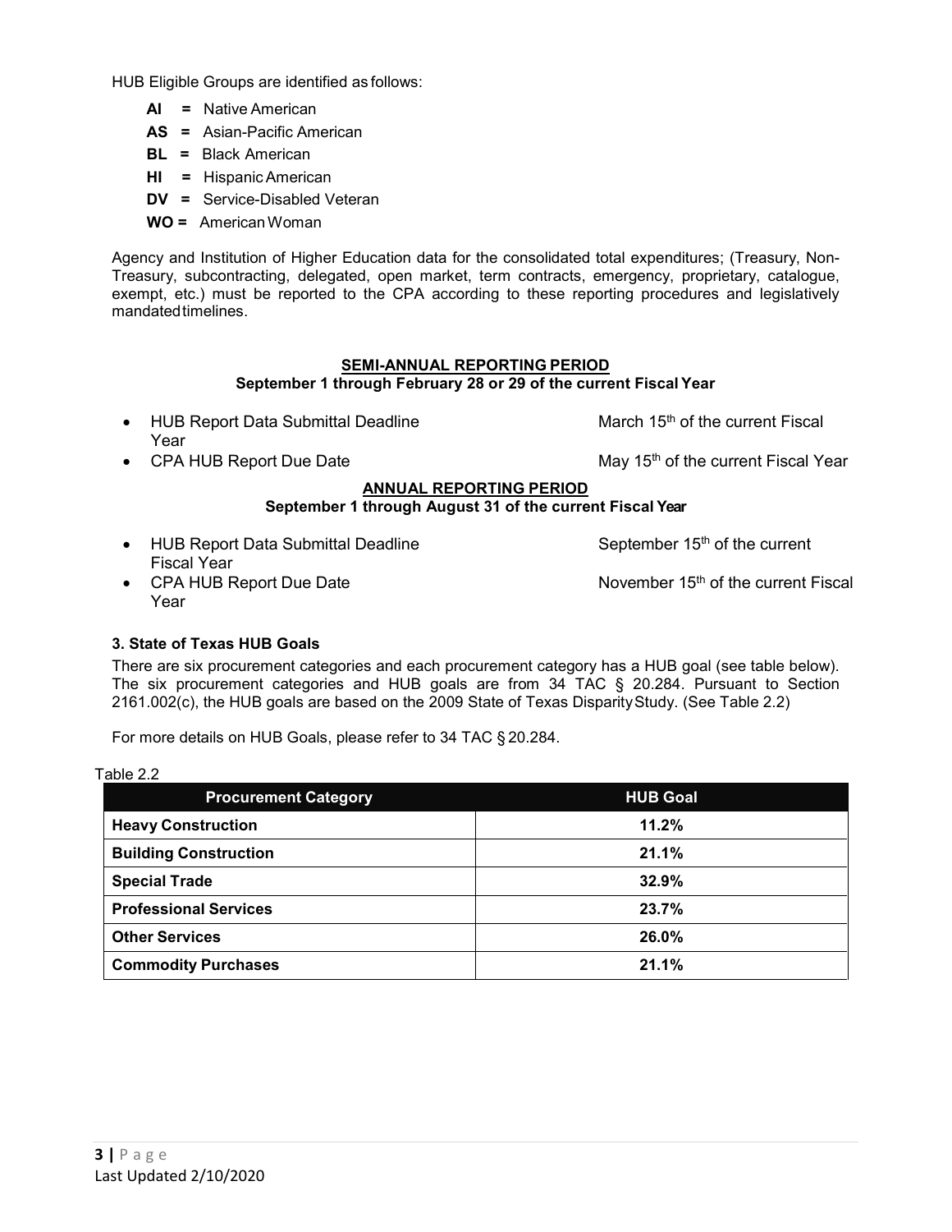HUB Eligible Groups are identified as follows:

- **AI** = Native American
- **AS** = Asian-Pacific American
- **BL** = Black American
- **HI** = Hispanic American
- **DV** = Service-Disabled Veteran
- **WO** = American Woman

Agency and Institution of Higher Education data for the consolidated total expenditures; (Treasury, Non-Treasury, subcontracting, delegated, open market, term contracts, emergency, proprietary, catalogue, exempt, etc.) must be reported to the CPA according to these reporting procedures and legislatively mandated timelines.

**SEMI-ANNUAL REPORTING PERIOD**
**September 1 through February 28 or 29 of the current Fiscal Year**

- HUB Report Data Submittal Deadline — March 15th of the current Fiscal Year
- CPA HUB Report Due Date — May 15th of the current Fiscal Year

**ANNUAL REPORTING PERIOD**
**September 1 through August 31 of the current Fiscal Year**

- HUB Report Data Submittal Deadline — September 15th of the current Fiscal Year
- CPA HUB Report Due Date — November 15th of the current Fiscal Year

### 3. State of Texas HUB Goals

There are six procurement categories and each procurement category has a HUB goal (see table below). The six procurement categories and HUB goals are from 34 TAC § 20.284. Pursuant to Section 2161.002(c), the HUB goals are based on the 2009 State of Texas Disparity Study. (See Table 2.2)

For more details on HUB Goals, please refer to 34 TAC § 20.284.

Table 2.2

| Procurement Category | HUB Goal |
| --- | --- |
| **Heavy Construction** | **11.2%** |
| **Building Construction** | **21.1%** |
| **Special Trade** | **32.9%** |
| **Professional Services** | **23.7%** |
| **Other Services** | **26.0%** |
| **Commodity Purchases** | **21.1%** |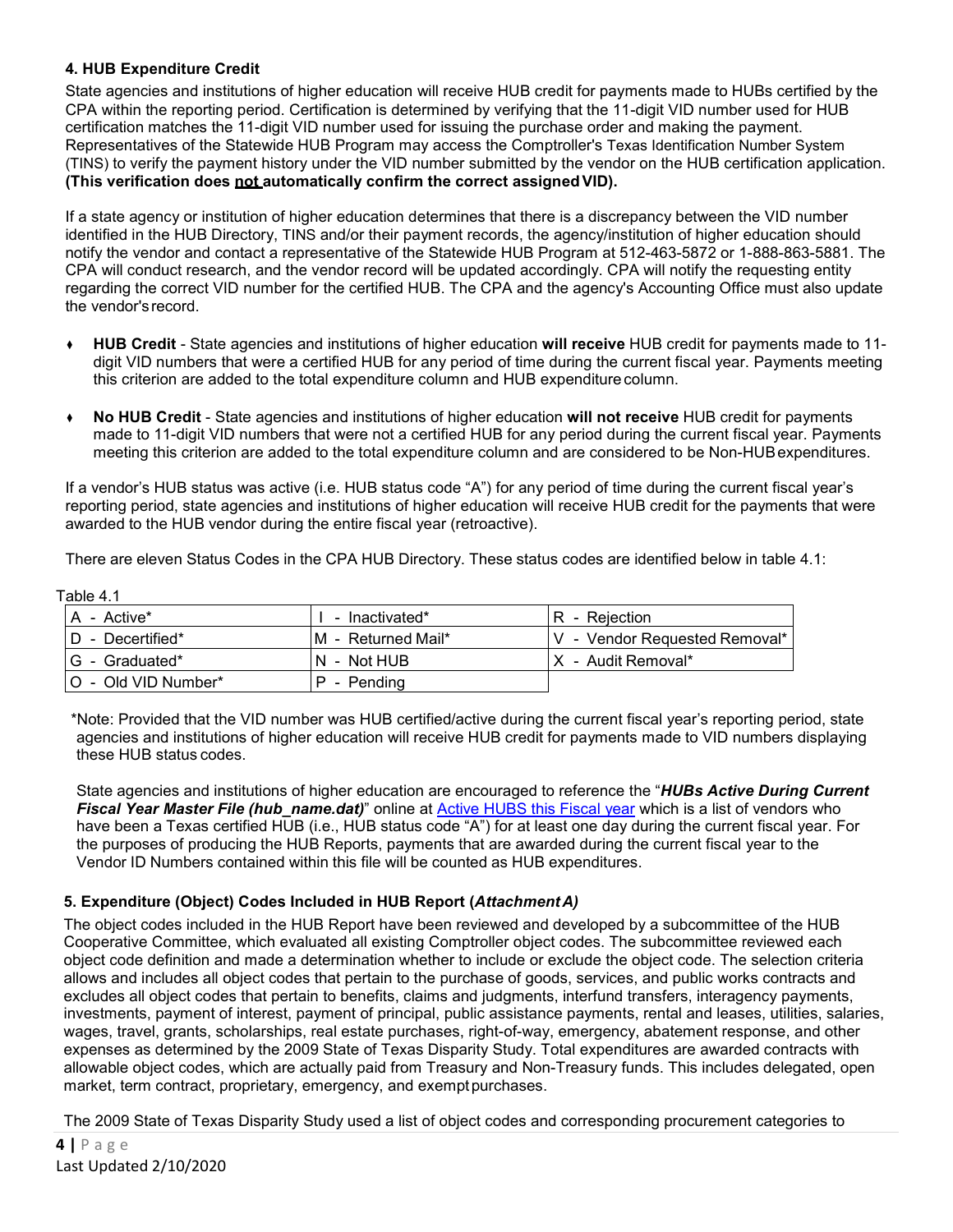### 4. HUB Expenditure Credit

State agencies and institutions of higher education will receive HUB credit for payments made to HUBs certified by the CPA within the reporting period. Certification is determined by verifying that the 11-digit VID number used for HUB certification matches the 11-digit VID number used for issuing the purchase order and making the payment. Representatives of the Statewide HUB Program may access the Comptroller's Texas Identification Number System (TINS) to verify the payment history under the VID number submitted by the vendor on the HUB certification application. **(This verification does not automatically confirm the correct assigned VID).**

If a state agency or institution of higher education determines that there is a discrepancy between the VID number identified in the HUB Directory, TINS and/or their payment records, the agency/institution of higher education should notify the vendor and contact a representative of the Statewide HUB Program at 512-463-5872 or 1-888-863-5881. The CPA will conduct research, and the vendor record will be updated accordingly. CPA will notify the requesting entity regarding the correct VID number for the certified HUB. The CPA and the agency's Accounting Office must also update the vendor's record.

- **HUB Credit** - State agencies and institutions of higher education **will receive** HUB credit for payments made to 11-digit VID numbers that were a certified HUB for any period of time during the current fiscal year. Payments meeting this criterion are added to the total expenditure column and HUB expenditure column.
- **No HUB Credit** - State agencies and institutions of higher education **will not receive** HUB credit for payments made to 11-digit VID numbers that were not a certified HUB for any period during the current fiscal year. Payments meeting this criterion are added to the total expenditure column and are considered to be Non-HUB expenditures.

If a vendor's HUB status was active (i.e. HUB status code "A") for any period of time during the current fiscal year's reporting period, state agencies and institutions of higher education will receive HUB credit for the payments that were awarded to the HUB vendor during the entire fiscal year (retroactive).

There are eleven Status Codes in the CPA HUB Directory. These status codes are identified below in table 4.1:

Table 4.1

| | | |
|---|---|---|
| A - Active* | I - Inactivated* | R - Rejection |
| D - Decertified* | M - Returned Mail* | V - Vendor Requested Removal* |
| G - Graduated* | N - Not HUB | X - Audit Removal* |
| O - Old VID Number* | P - Pending | |

*Note: Provided that the VID number was HUB certified/active during the current fiscal year's reporting period, state agencies and institutions of higher education will receive HUB credit for payments made to VID numbers displaying these HUB status codes.

State agencies and institutions of higher education are encouraged to reference the "***HUBs Active During Current Fiscal Year Master File (hub_name.dat)***" online at [Active HUBS this Fiscal year]() which is a list of vendors who have been a Texas certified HUB (i.e., HUB status code "A") for at least one day during the current fiscal year. For the purposes of producing the HUB Reports, payments that are awarded during the current fiscal year to the Vendor ID Numbers contained within this file will be counted as HUB expenditures.

### 5. Expenditure (Object) Codes Included in HUB Report (*Attachment A)*

The object codes included in the HUB Report have been reviewed and developed by a subcommittee of the HUB Cooperative Committee, which evaluated all existing Comptroller object codes. The subcommittee reviewed each object code definition and made a determination whether to include or exclude the object code. The selection criteria allows and includes all object codes that pertain to the purchase of goods, services, and public works contracts and excludes all object codes that pertain to benefits, claims and judgments, interfund transfers, interagency payments, investments, payment of interest, payment of principal, public assistance payments, rental and leases, utilities, salaries, wages, travel, grants, scholarships, real estate purchases, right-of-way, emergency, abatement response, and other expenses as determined by the 2009 State of Texas Disparity Study. Total expenditures are awarded contracts with allowable object codes, which are actually paid from Treasury and Non-Treasury funds. This includes delegated, open market, term contract, proprietary, emergency, and exempt purchases.

The 2009 State of Texas Disparity Study used a list of object codes and corresponding procurement categories to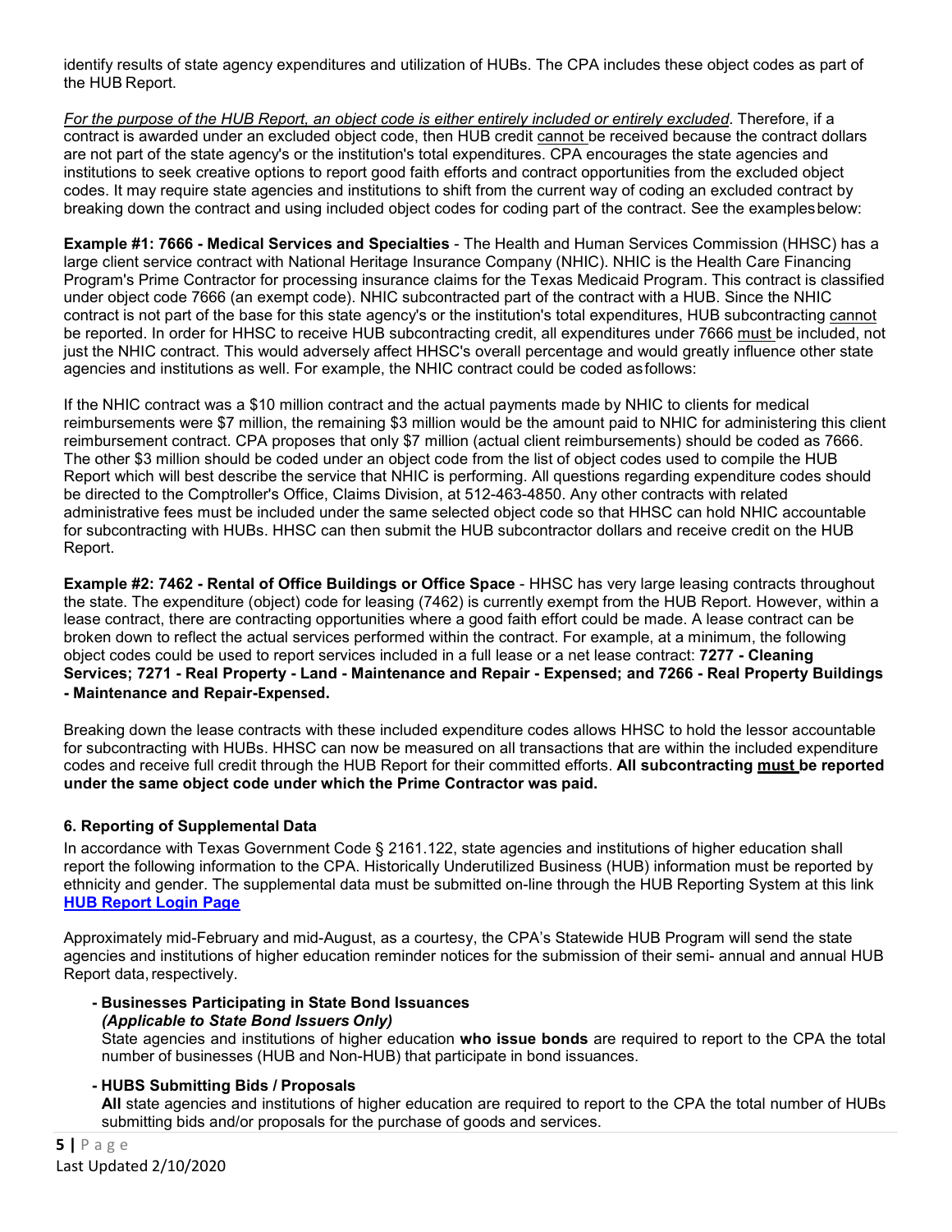identify results of state agency expenditures and utilization of HUBs. The CPA includes these object codes as part of the HUB Report.

*For the purpose of the HUB Report, an object code is either entirely included or entirely excluded*. Therefore, if a contract is awarded under an excluded object code, then HUB credit cannot be received because the contract dollars are not part of the state agency's or the institution's total expenditures. CPA encourages the state agencies and institutions to seek creative options to report good faith efforts and contract opportunities from the excluded object codes. It may require state agencies and institutions to shift from the current way of coding an excluded contract by breaking down the contract and using included object codes for coding part of the contract. See the examples below:

**Example #1: 7666 - Medical Services and Specialties** - The Health and Human Services Commission (HHSC) has a large client service contract with National Heritage Insurance Company (NHIC). NHIC is the Health Care Financing Program's Prime Contractor for processing insurance claims for the Texas Medicaid Program. This contract is classified under object code 7666 (an exempt code). NHIC subcontracted part of the contract with a HUB. Since the NHIC contract is not part of the base for this state agency's or the institution's total expenditures, HUB subcontracting cannot be reported. In order for HHSC to receive HUB subcontracting credit, all expenditures under 7666 must be included, not just the NHIC contract. This would adversely affect HHSC's overall percentage and would greatly influence other state agencies and institutions as well. For example, the NHIC contract could be coded as follows:

If the NHIC contract was a $10 million contract and the actual payments made by NHIC to clients for medical reimbursements were $7 million, the remaining $3 million would be the amount paid to NHIC for administering this client reimbursement contract. CPA proposes that only $7 million (actual client reimbursements) should be coded as 7666. The other $3 million should be coded under an object code from the list of object codes used to compile the HUB Report which will best describe the service that NHIC is performing. All questions regarding expenditure codes should be directed to the Comptroller's Office, Claims Division, at 512-463-4850. Any other contracts with related administrative fees must be included under the same selected object code so that HHSC can hold NHIC accountable for subcontracting with HUBs. HHSC can then submit the HUB subcontractor dollars and receive credit on the HUB Report.

**Example #2: 7462 - Rental of Office Buildings or Office Space** - HHSC has very large leasing contracts throughout the state. The expenditure (object) code for leasing (7462) is currently exempt from the HUB Report. However, within a lease contract, there are contracting opportunities where a good faith effort could be made. A lease contract can be broken down to reflect the actual services performed within the contract. For example, at a minimum, the following object codes could be used to report services included in a full lease or a net lease contract: **7277 - Cleaning Services; 7271 - Real Property - Land - Maintenance and Repair - Expensed; and 7266 - Real Property Buildings - Maintenance and Repair-Expensed.**

Breaking down the lease contracts with these included expenditure codes allows HHSC to hold the lessor accountable for subcontracting with HUBs. HHSC can now be measured on all transactions that are within the included expenditure codes and receive full credit through the HUB Report for their committed efforts. **All subcontracting must be reported under the same object code under which the Prime Contractor was paid.**

### 6. Reporting of Supplemental Data

In accordance with Texas Government Code § 2161.122, state agencies and institutions of higher education shall report the following information to the CPA. Historically Underutilized Business (HUB) information must be reported by ethnicity and gender. The supplemental data must be submitted on-line through the HUB Reporting System at this link **[HUB Report Login Page]**

Approximately mid-February and mid-August, as a courtesy, the CPA's Statewide HUB Program will send the state agencies and institutions of higher education reminder notices for the submission of their semi- annual and annual HUB Report data, respectively.

- **Businesses Participating in State Bond Issuances**
  ***(Applicable to State Bond Issuers Only)***
  State agencies and institutions of higher education **who issue bonds** are required to report to the CPA the total number of businesses (HUB and Non-HUB) that participate in bond issuances.

- **HUBS Submitting Bids / Proposals**
  **All** state agencies and institutions of higher education are required to report to the CPA the total number of HUBs submitting bids and/or proposals for the purchase of goods and services.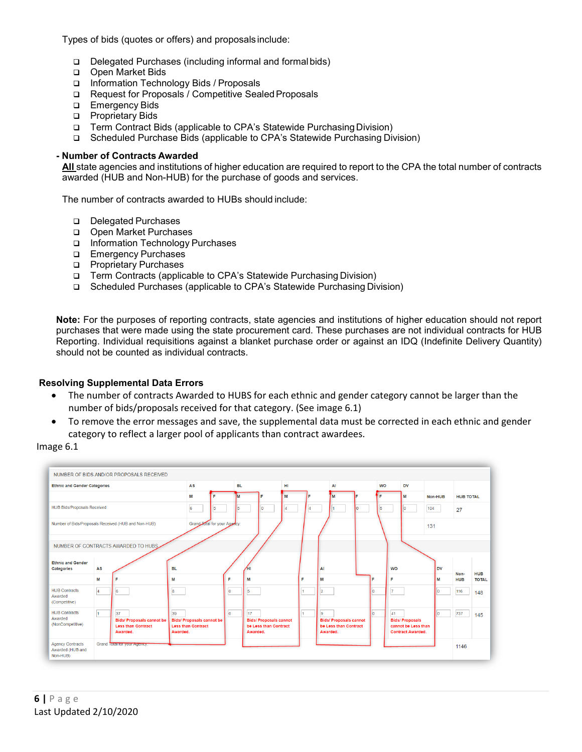Types of bids (quotes or offers) and proposals include:

- Delegated Purchases (including informal and formal bids)
- Open Market Bids
- Information Technology Bids / Proposals
- Request for Proposals / Competitive Sealed Proposals
- Emergency Bids
- Proprietary Bids
- Term Contract Bids (applicable to CPA's Statewide Purchasing Division)
- Scheduled Purchase Bids (applicable to CPA's Statewide Purchasing Division)

**- Number of Contracts Awarded**

**All** state agencies and institutions of higher education are required to report to the CPA the total number of contracts awarded (HUB and Non-HUB) for the purchase of goods and services.

The number of contracts awarded to HUBs should include:

- Delegated Purchases
- Open Market Purchases
- Information Technology Purchases
- Emergency Purchases
- Proprietary Purchases
- Term Contracts (applicable to CPA's Statewide Purchasing Division)
- Scheduled Purchases (applicable to CPA's Statewide Purchasing Division)

**Note:** For the purposes of reporting contracts, state agencies and institutions of higher education should not report purchases that were made using the state procurement card. These purchases are not individual contracts for HUB Reporting. Individual requisitions against a blanket purchase order or against an IDQ (Indefinite Delivery Quantity) should not be counted as individual contracts.

## Resolving Supplemental Data Errors

- The number of contracts Awarded to HUBS for each ethnic and gender category cannot be larger than the number of bids/proposals received for that category. (See image 6.1)
- To remove the error messages and save, the supplemental data must be corrected in each ethnic and gender category to reflect a larger pool of applicants than contract awardees.

Image 6.1

NUMBER OF BIDS AND/OR PROPOSALS RECEIVED

| Ethnic and Gender Categories | AS | | BL | | HI | | AI | | WO | DV | | |
|---|---|---|---|---|---|---|---|---|---|---|---|---|
| | M | F | M | F | M | F | M | F | F | M | Non-HUB | HUB TOTAL |
| HUB Bids/Proposals Received | 6 | 5 | 5 | 0 | 4 | 4 | 1 | 0 | 5 | 0 | 104 | 27 |
| Number of Bids/Proposals Received (HUB and Non-HUB) | Grand Total for your Agency: | | | | | | | | | | 131 | |

NUMBER OF CONTRACTS AWARDED TO HUBS

| Ethnic and Gender Categories | AS | | BL | | HI | | AI | | WO | DV | | |
|---|---|---|---|---|---|---|---|---|---|---|---|---|
| | M | F | M | F | M | F | M | F | F | M | Non-HUB | HUB TOTAL |
| HUB Contracts Awarded (Competitive) | 4 | 6 | 8 | 0 | 5 | 1 | 2 | 0 | 7 | 0 | 116 | 148 |
| HUB Contracts Awarded (NonCompetitive) | 1 | 37 Bids/ Proposals cannot be Less than Contract Awarded. | 39 Bids/ Proposals cannot be Less than Contract Awarded. | 0 | 17 Bids/ Proposals cannot be Less than Contract Awarded. | 1 | 9 Bids/ Proposals cannot be Less than Contract Awarded. | 0 | 41 Bids/ Proposals cannot be Less than Contract Awarded. | 0 | 737 | 145 |
| Agency Contracts Awarded (HUB and Non-HUB) | Grand Total for your Agency: | | | | | | | | | | 1146 | |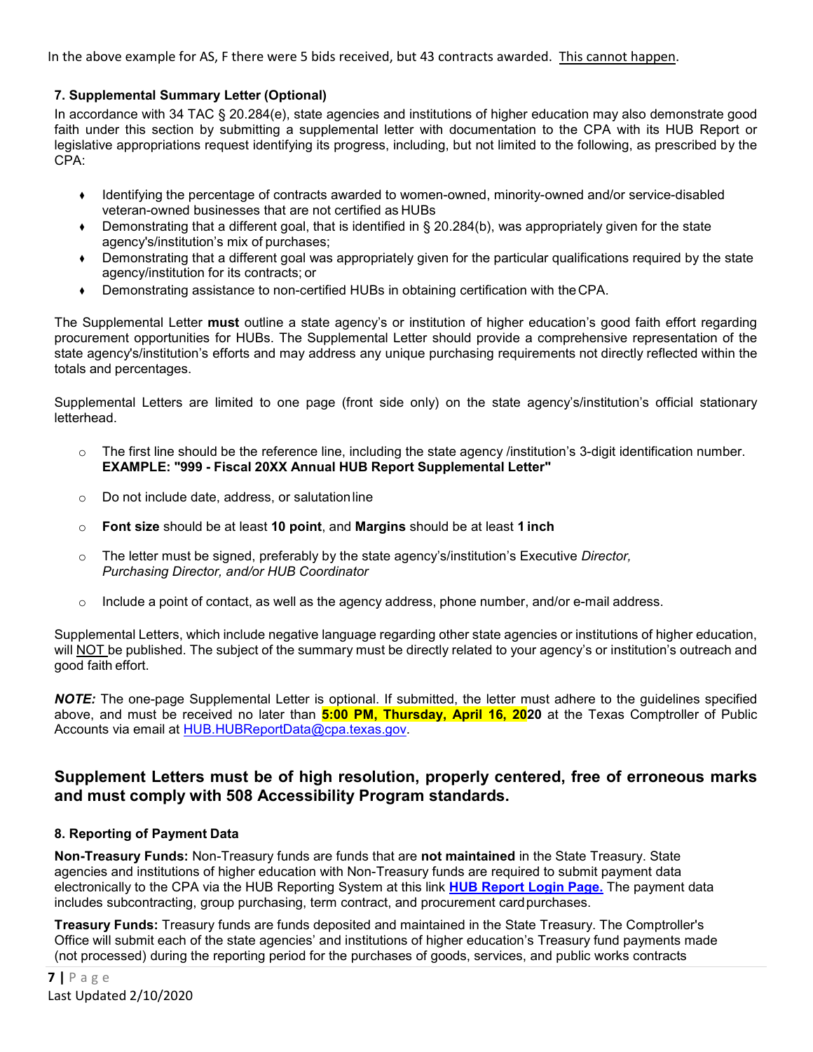In the above example for AS, F there were 5 bids received, but 43 contracts awarded. This cannot happen.

### 7. Supplemental Summary Letter (Optional)

In accordance with 34 TAC § 20.284(e), state agencies and institutions of higher education may also demonstrate good faith under this section by submitting a supplemental letter with documentation to the CPA with its HUB Report or legislative appropriations request identifying its progress, including, but not limited to the following, as prescribed by the CPA:

- Identifying the percentage of contracts awarded to women-owned, minority-owned and/or service-disabled veteran-owned businesses that are not certified as HUBs
- Demonstrating that a different goal, that is identified in § 20.284(b), was appropriately given for the state agency's/institution's mix of purchases;
- Demonstrating that a different goal was appropriately given for the particular qualifications required by the state agency/institution for its contracts; or
- Demonstrating assistance to non-certified HUBs in obtaining certification with the CPA.

The Supplemental Letter **must** outline a state agency's or institution of higher education's good faith effort regarding procurement opportunities for HUBs. The Supplemental Letter should provide a comprehensive representation of the state agency's/institution's efforts and may address any unique purchasing requirements not directly reflected within the totals and percentages.

Supplemental Letters are limited to one page (front side only) on the state agency's/institution's official stationary letterhead.

- The first line should be the reference line, including the state agency /institution's 3-digit identification number. **EXAMPLE: "999 - Fiscal 20XX Annual HUB Report Supplemental Letter"**
- Do not include date, address, or salutation line
- **Font size** should be at least **10 point**, and **Margins** should be at least **1 inch**
- The letter must be signed, preferably by the state agency's/institution's Executive *Director, Purchasing Director, and/or HUB Coordinator*
- Include a point of contact, as well as the agency address, phone number, and/or e-mail address.

Supplemental Letters, which include negative language regarding other state agencies or institutions of higher education, will NOT be published. The subject of the summary must be directly related to your agency's or institution's outreach and good faith effort.

***NOTE:*** The one-page Supplemental Letter is optional. If submitted, the letter must adhere to the guidelines specified above, and must be received no later than **5:00 PM, Thursday, April 16, 2020** at the Texas Comptroller of Public Accounts via email at HUB.HUBReportData@cpa.texas.gov.

## Supplement Letters must be of high resolution, properly centered, free of erroneous marks and must comply with 508 Accessibility Program standards.

### 8. Reporting of Payment Data

**Non-Treasury Funds:** Non-Treasury funds are funds that are **not maintained** in the State Treasury. State agencies and institutions of higher education with Non-Treasury funds are required to submit payment data electronically to the CPA via the HUB Reporting System at this link **HUB Report Login Page.** The payment data includes subcontracting, group purchasing, term contract, and procurement card purchases.

**Treasury Funds:** Treasury funds are funds deposited and maintained in the State Treasury. The Comptroller's Office will submit each of the state agencies' and institutions of higher education's Treasury fund payments made (not processed) during the reporting period for the purchases of goods, services, and public works contracts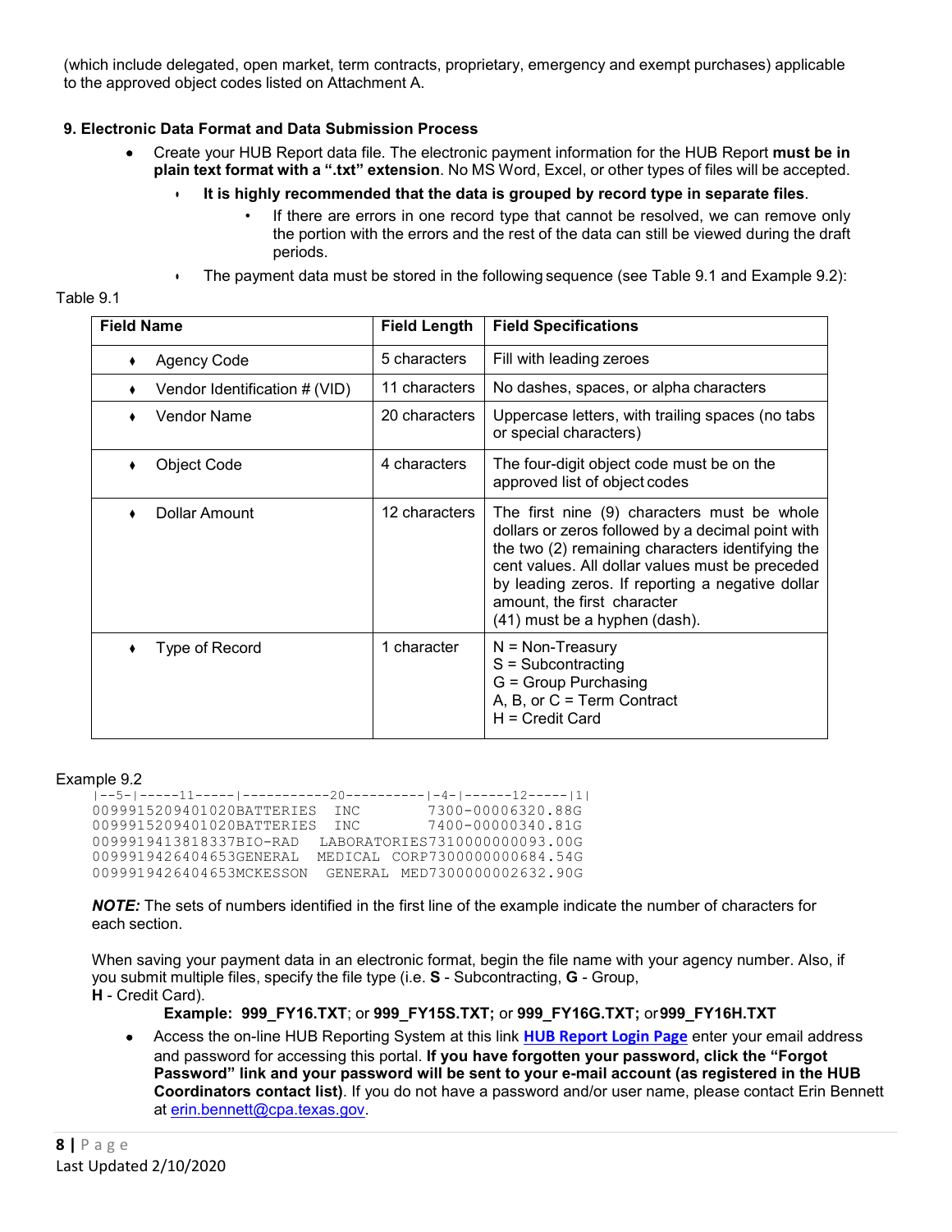(which include delegated, open market, term contracts, proprietary, emergency and exempt purchases) applicable to the approved object codes listed on Attachment A.

**9. Electronic Data Format and Data Submission Process**

- Create your HUB Report data file. The electronic payment information for the HUB Report **must be in plain text format with a ".txt" extension**. No MS Word, Excel, or other types of files will be accepted.
  - **It is highly recommended that the data is grouped by record type in separate files**.
    - If there are errors in one record type that cannot be resolved, we can remove only the portion with the errors and the rest of the data can still be viewed during the draft periods.
  - The payment data must be stored in the following sequence (see Table 9.1 and Example 9.2):

Table 9.1

| Field Name | Field Length | Field Specifications |
|---|---|---|
| ♦ Agency Code | 5 characters | Fill with leading zeroes |
| ♦ Vendor Identification # (VID) | 11 characters | No dashes, spaces, or alpha characters |
| ♦ Vendor Name | 20 characters | Uppercase letters, with trailing spaces (no tabs or special characters) |
| ♦ Object Code | 4 characters | The four-digit object code must be on the approved list of object codes |
| ♦ Dollar Amount | 12 characters | The first nine (9) characters must be whole dollars or zeros followed by a decimal point with the two (2) remaining characters identifying the cent values. All dollar values must be preceded by leading zeros. If reporting a negative dollar amount, the first character (41) must be a hyphen (dash). |
| ♦ Type of Record | 1 character | N = Non-Treasury<br>S = Subcontracting<br>G = Group Purchasing<br>A, B, or C = Term Contract<br>H = Credit Card |

Example 9.2

```
|--5-|-----11-----|-----------20----------|-4-|------12-----|1|
0099915209401020BATTERIES  INC        7300-00006320.88G
0099915209401020BATTERIES  INC        7400-00000340.81G
0099919413818337BIO-RAD   LABORATORIES7310000000093.00G
0099919426404653GENERAL  MEDICAL CORP7300000000684.54G
0099919426404653MCKESSON  GENERAL MED7300000002632.90G
```

***NOTE:*** The sets of numbers identified in the first line of the example indicate the number of characters for each section.

When saving your payment data in an electronic format, begin the file name with your agency number. Also, if you submit multiple files, specify the file type (i.e. **S** - Subcontracting, **G** - Group, **H** - Credit Card).

**Example: 999_FY16.TXT**; or **999_FY15S.TXT;** or **999_FY16G.TXT;** or **999_FY16H.TXT**

- Access the on-line HUB Reporting System at this link **HUB Report Login Page** enter your email address and password for accessing this portal. **If you have forgotten your password, click the "Forgot Password" link and your password will be sent to your e-mail account (as registered in the HUB Coordinators contact list)**. If you do not have a password and/or user name, please contact Erin Bennett at erin.bennett@cpa.texas.gov.

Last Updated 2/10/2020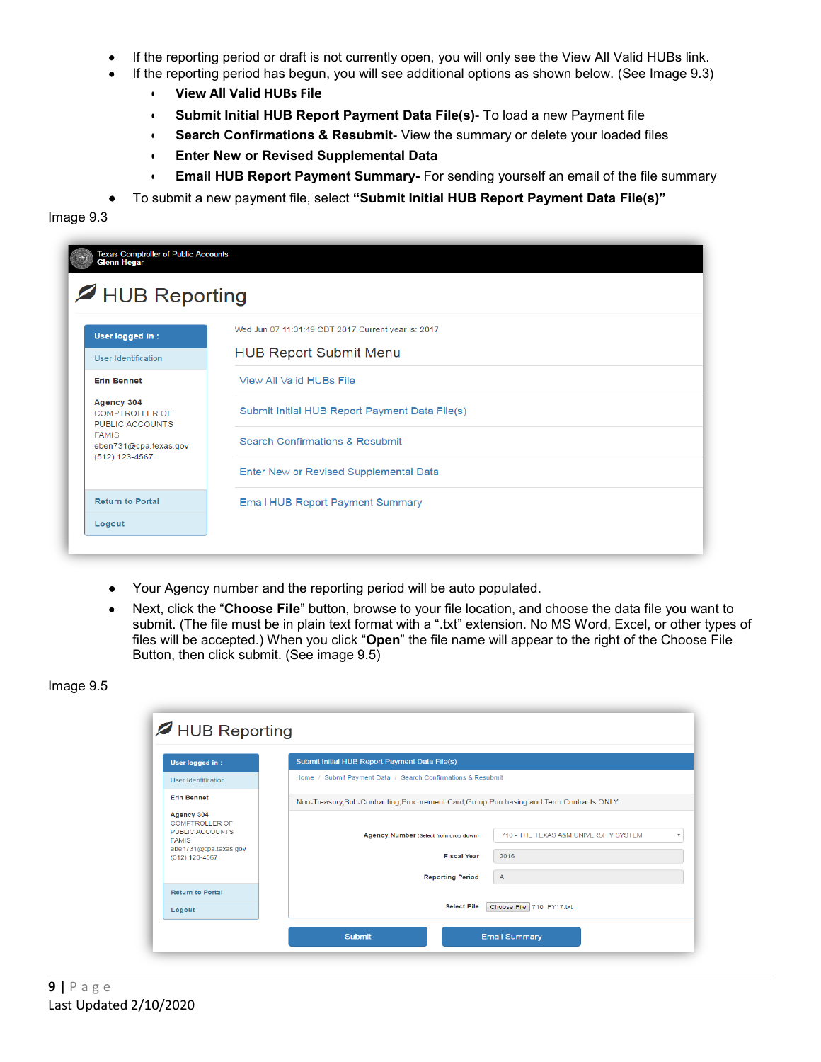- If the reporting period or draft is not currently open, you will only see the View All Valid HUBs link.
- If the reporting period has begun, you will see additional options as shown below. (See Image 9.3)
  - **View All Valid HUBs File**
  - **Submit Initial HUB Report Payment Data File(s)**- To load a new Payment file
  - **Search Confirmations & Resubmit**- View the summary or delete your loaded files
  - **Enter New or Revised Supplemental Data**
  - **Email HUB Report Payment Summary-** For sending yourself an email of the file summary
- To submit a new payment file, select **"Submit Initial HUB Report Payment Data File(s)"**

Image 9.3

- Your Agency number and the reporting period will be auto populated.
- Next, click the "**Choose File**" button, browse to your file location, and choose the data file you want to submit. (The file must be in plain text format with a ".txt" extension. No MS Word, Excel, or other types of files will be accepted.) When you click "**Open**" the file name will appear to the right of the Choose File Button, then click submit. (See image 9.5)

Image 9.5

Last Updated 2/10/2020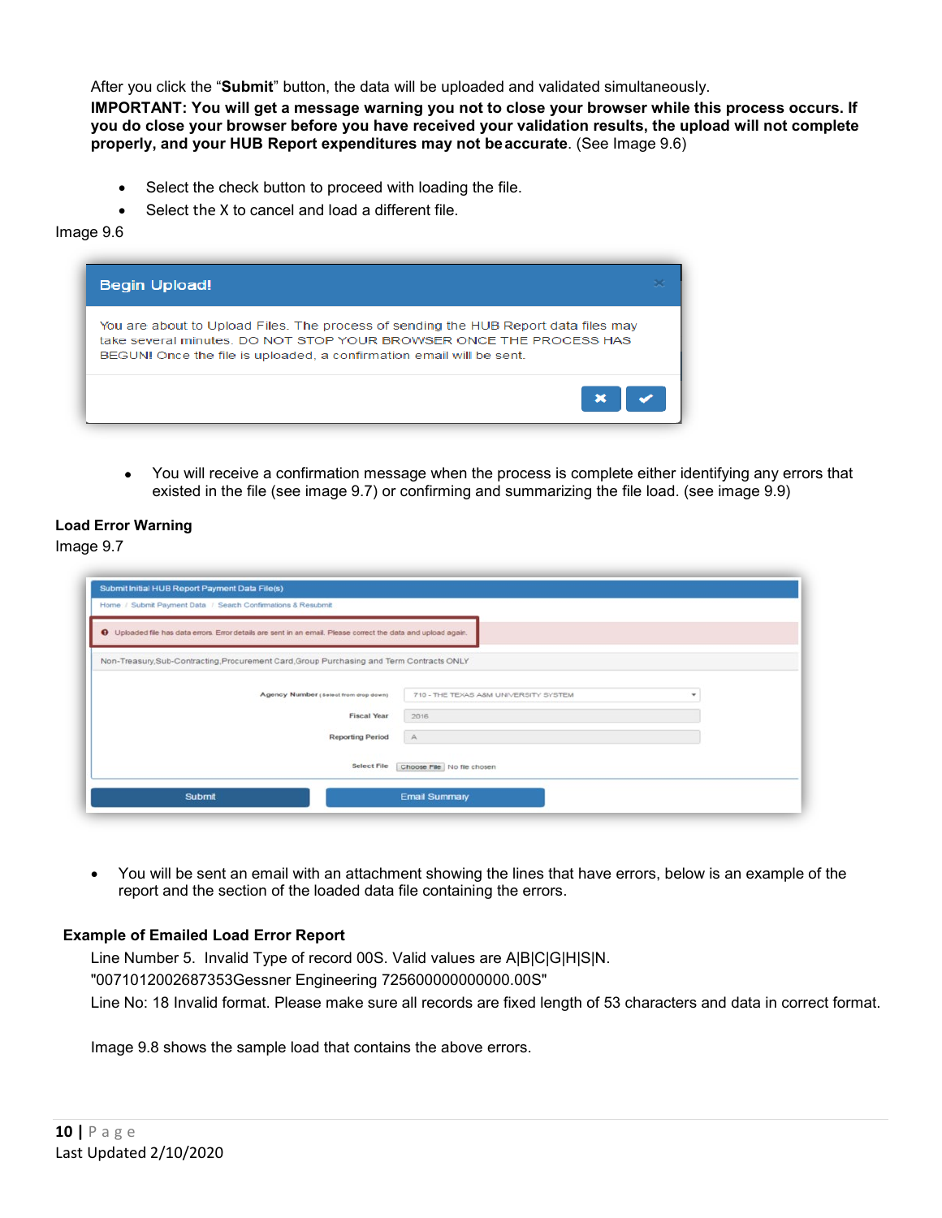After you click the “**Submit**” button, the data will be uploaded and validated simultaneously.
**IMPORTANT: You will get a message warning you not to close your browser while this process occurs. If you do close your browser before you have received your validation results, the upload will not complete properly, and your HUB Report expenditures may not be accurate**. (See Image 9.6)

- Select the check button to proceed with loading the file.
- Select the X to cancel and load a different file.

Image 9.6

- You will receive a confirmation message when the process is complete either identifying any errors that existed in the file (see image 9.7) or confirming and summarizing the file load. (see image 9.9)

**Load Error Warning**
Image 9.7

- You will be sent an email with an attachment showing the lines that have errors, below is an example of the report and the section of the loaded data file containing the errors.

**Example of Emailed Load Error Report**

Line Number 5. Invalid Type of record 00S. Valid values are A|B|C|G|H|S|N.
"0071012002687353Gessner Engineering 725600000000000.00S"
Line No: 18 Invalid format. Please make sure all records are fixed length of 53 characters and data in correct format.

Image 9.8 shows the sample load that contains the above errors.

Last Updated 2/10/2020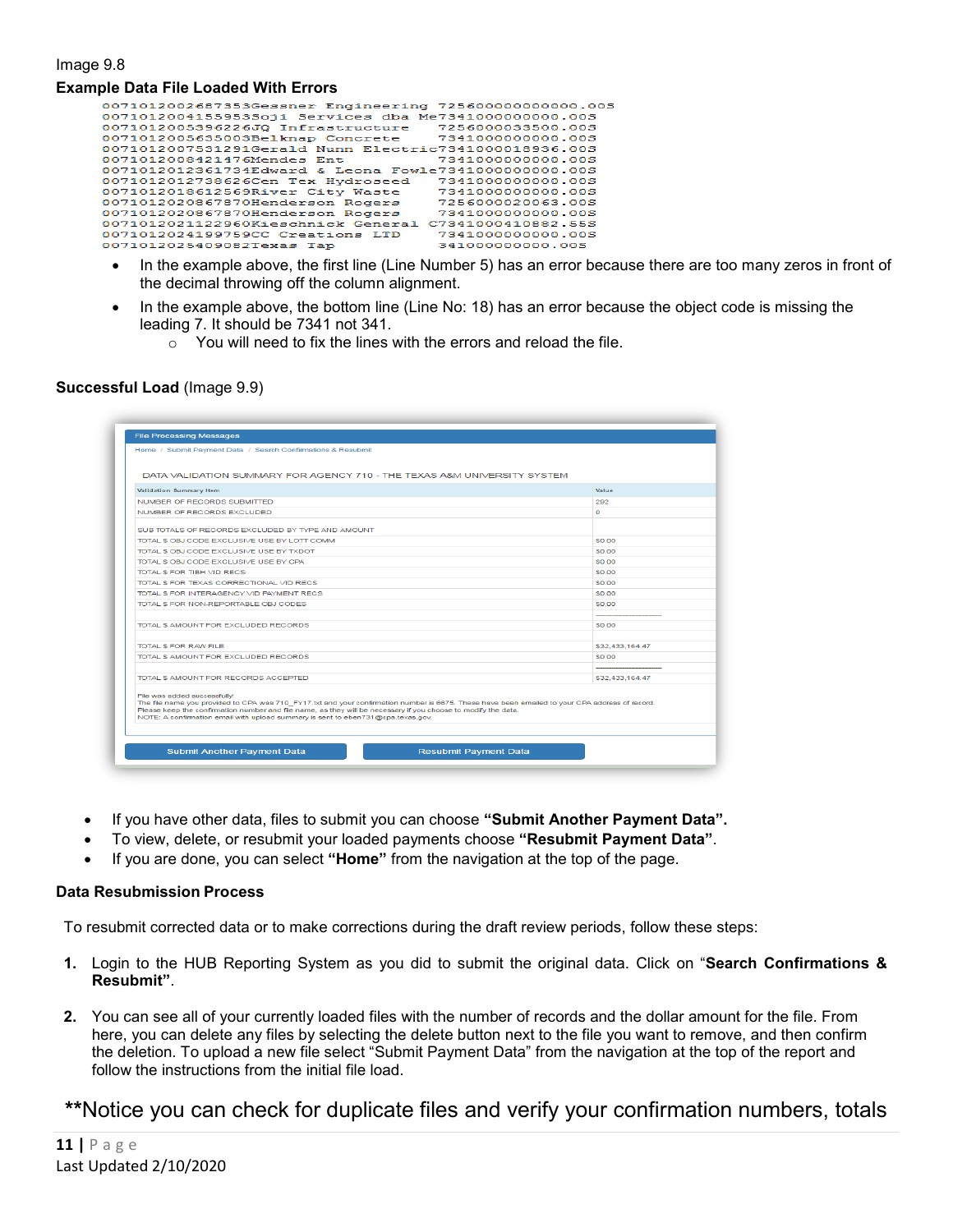Image 9.8

**Example Data File Loaded With Errors**

```
0071012002687353Gessner Engineering 7256000000000000.00S
0071012004155953Soji Services dba Me7341000000000.00S
0071012005396226JQ Infrastructure    7256000033500.00S
0071012005635003Belknap Concrete     7341000000000.00S
0071012007531291Gerald Nunn Electric7341000018936.00S
0071012008421476Mendes Ent           7341000000000.00S
0071012012361734Edward & Leona Fowle7341000000000.00S
0071012012738626Cen Tex Hydroseed    7341000000000.00S
0071012018612569River City Waste     7341000000000.00S
0071012020867870Henderson Rogers     7256000020063.00S
0071012020867870Henderson Rogers     7341000000000.00S
0071012021122960Kieschnick General C7341000410882.55S
0071012024199759CC Creations LTD     7341000000000.00S
0071012025409082Texas Tap            341000000000.00S
```

- In the example above, the first line (Line Number 5) has an error because there are too many zeros in front of the decimal throwing off the column alignment.
- In the example above, the bottom line (Line No: 18) has an error because the object code is missing the leading 7. It should be 7341 not 341.
  - You will need to fix the lines with the errors and reload the file.

**Successful Load** (Image 9.9)

File Processing Messages

Home / Submit Payment Data / Search Confirmations & Resubmit

DATA VALIDATION SUMMARY FOR AGENCY 710 - THE TEXAS A&M UNIVERSITY SYSTEM

| Validation Summary Item | Value |
|---|---|
| NUMBER OF RECORDS SUBMITTED | 292 |
| NUMBER OF RECORDS EXCLUDED | 0 |
| SUB TOTALS OF RECORDS EXCLUDED BY TYPE AND AMOUNT | |
| TOTAL $ OBJ CODE EXCLUSIVE USE BY LOTT COMM | $0.00 |
| TOTAL $ OBJ CODE EXCLUSIVE USE BY TXDOT | $0.00 |
| TOTAL $ OBJ CODE EXCLUSIVE USE BY CPA | $0.00 |
| TOTAL $ FOR TIBH VID RECS | $0.00 |
| TOTAL $ FOR TEXAS CORRECTIONAL VID RECS | $0.00 |
| TOTAL $ FOR INTERAGENCY VID PAYMENT RECS | $0.00 |
| TOTAL $ FOR NON-REPORTABLE OBJ CODES | $0.00 |
| TOTAL $ AMOUNT FOR EXCLUDED RECORDS | $0.00 |
| TOTAL $ FOR RAW FILE | $32,433,164.47 |
| TOTAL $ AMOUNT FOR EXCLUDED RECORDS | $0.00 |
| TOTAL $ AMOUNT FOR RECORDS ACCEPTED | $32,433,164.47 |

File was added successfully!
The file name you provided to CPA was 710_FY17.txt and your confirmation number is 6875. These have been emailed to your CPA address of record.
Please keep the confirmation number and file name, as they will be necessary if you choose to modify the data.
NOTE: A confirmation email with upload summary is sent to eben731@cpa.texas.gov.

Submit Another Payment Data | Resubmit Payment Data

- If you have other data, files to submit you can choose **"Submit Another Payment Data".**
- To view, delete, or resubmit your loaded payments choose **"Resubmit Payment Data"**.
- If you are done, you can select **"Home"** from the navigation at the top of the page.

**Data Resubmission Process**

To resubmit corrected data or to make corrections during the draft review periods, follow these steps:

1. Login to the HUB Reporting System as you did to submit the original data. Click on "**Search Confirmations & Resubmit"**.

2. You can see all of your currently loaded files with the number of records and the dollar amount for the file. From here, you can delete any files by selecting the delete button next to the file you want to remove, and then confirm the deletion. To upload a new file select "Submit Payment Data" from the navigation at the top of the report and follow the instructions from the initial file load.

**Notice you can check for duplicate files and verify your confirmation numbers, totals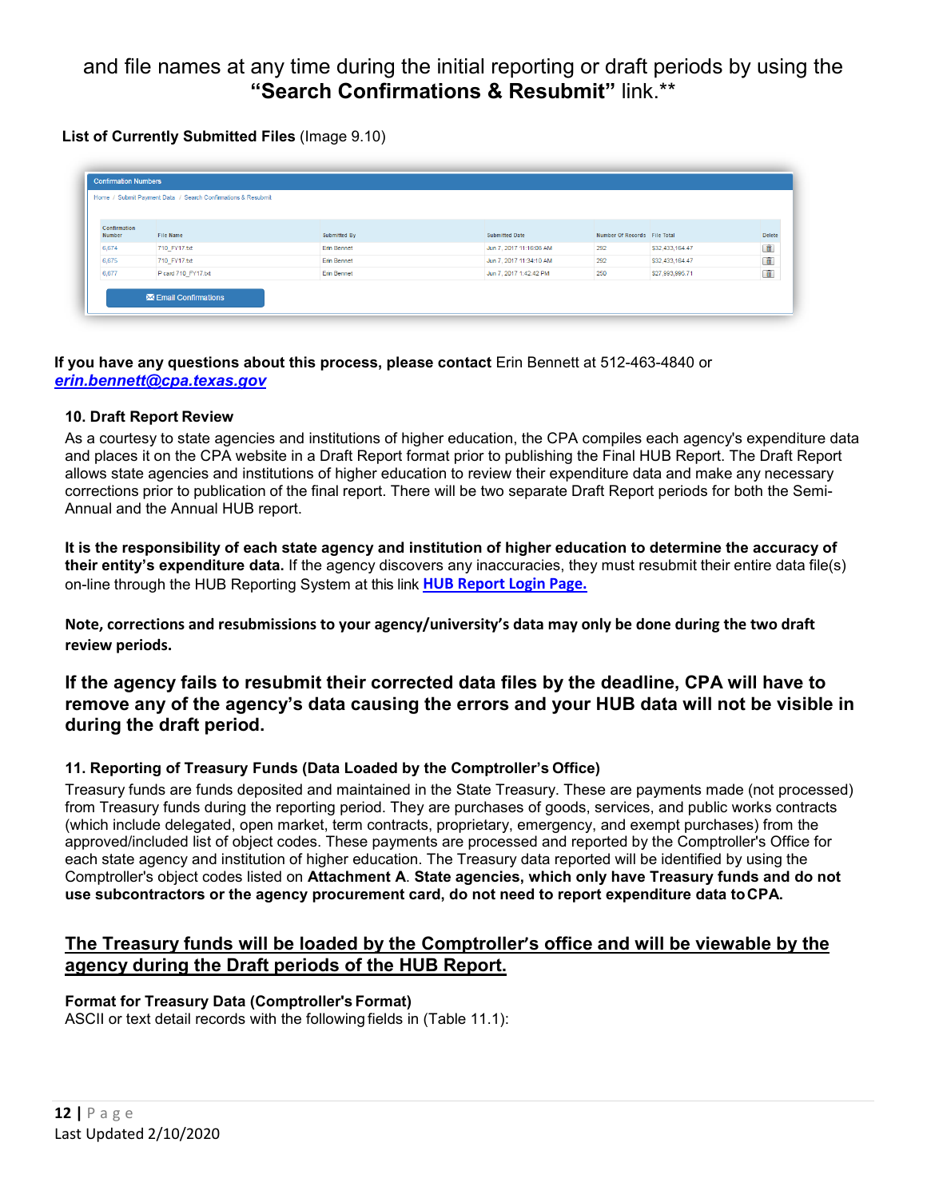and file names at any time during the initial reporting or draft periods by using the **"Search Confirmations & Resubmit"** link.**

**List of Currently Submitted Files** (Image 9.10)

Confirmation Numbers

Home / Submit Payment Data / Search Confirmations & Resubmit

| Confirmation Number | File Name | Submitted By | Submitted Date | Number Of Records | File Total | Delete |
|---|---|---|---|---|---|---|
| 6,674 | 710_FY17.txt | Erin Bennet | Jun 7, 2017 11:16:08 AM | 292 | $32,433,164.47 | |
| 6,675 | 710_FY17.txt | Erin Bennet | Jun 7, 2017 11:34:10 AM | 292 | $32,433,164.47 | |
| 6,677 | P card 710_FY17.txt | Erin Bennet | Jun 7, 2017 1:42:42 PM | 250 | $27,993,995.71 | |

Email Confirmations

**If you have any questions about this process, please contact** Erin Bennett at 512-463-4840 or ***erin.bennett@cpa.texas.gov***

### 10. Draft Report Review

As a courtesy to state agencies and institutions of higher education, the CPA compiles each agency's expenditure data and places it on the CPA website in a Draft Report format prior to publishing the Final HUB Report. The Draft Report allows state agencies and institutions of higher education to review their expenditure data and make any necessary corrections prior to publication of the final report. There will be two separate Draft Report periods for both the Semi-Annual and the Annual HUB report.

**It is the responsibility of each state agency and institution of higher education to determine the accuracy of their entity's expenditure data.** If the agency discovers any inaccuracies, they must resubmit their entire data file(s) on-line through the HUB Reporting System at this link **HUB Report Login Page.**

**Note, corrections and resubmissions to your agency/university's data may only be done during the two draft review periods.**

**If the agency fails to resubmit their corrected data files by the deadline, CPA will have to remove any of the agency's data causing the errors and your HUB data will not be visible in during the draft period.**

### 11. Reporting of Treasury Funds (Data Loaded by the Comptroller's Office)

Treasury funds are funds deposited and maintained in the State Treasury. These are payments made (not processed) from Treasury funds during the reporting period. They are purchases of goods, services, and public works contracts (which include delegated, open market, term contracts, proprietary, emergency, and exempt purchases) from the approved/included list of object codes. These payments are processed and reported by the Comptroller's Office for each state agency and institution of higher education. The Treasury data reported will be identified by using the Comptroller's object codes listed on **Attachment A**. **State agencies, which only have Treasury funds and do not use subcontractors or the agency procurement card, do not need to report expenditure data to CPA.**

<u>**The Treasury funds will be loaded by the Comptroller's office and will be viewable by the agency during the Draft periods of the HUB Report.**</u>

**Format for Treasury Data (Comptroller's Format)**
ASCII or text detail records with the following fields in (Table 11.1):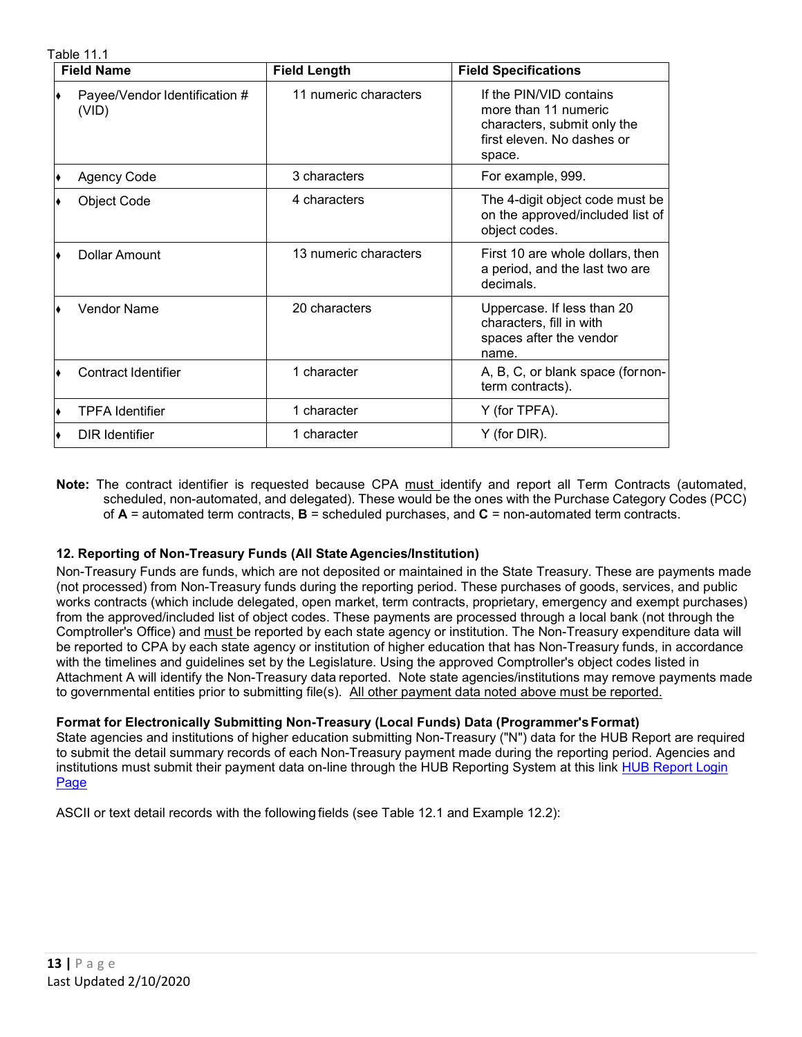Table 11.1

| Field Name | Field Length | Field Specifications |
|---|---|---|
| ♦ Payee/Vendor Identification # (VID) | 11 numeric characters | If the PIN/VID contains more than 11 numeric characters, submit only the first eleven. No dashes or space. |
| ♦ Agency Code | 3 characters | For example, 999. |
| ♦ Object Code | 4 characters | The 4-digit object code must be on the approved/included list of object codes. |
| ♦ Dollar Amount | 13 numeric characters | First 10 are whole dollars, then a period, and the last two are decimals. |
| ♦ Vendor Name | 20 characters | Uppercase. If less than 20 characters, fill in with spaces after the vendor name. |
| ♦ Contract Identifier | 1 character | A, B, C, or blank space (for non-term contracts). |
| ♦ TPFA Identifier | 1 character | Y (for TPFA). |
| ♦ DIR Identifier | 1 character | Y (for DIR). |

**Note:** The contract identifier is requested because CPA must identify and report all Term Contracts (automated, scheduled, non-automated, and delegated). These would be the ones with the Purchase Category Codes (PCC) of **A** = automated term contracts, **B** = scheduled purchases, and **C** = non-automated term contracts.

### 12. Reporting of Non-Treasury Funds (All State Agencies/Institution)

Non-Treasury Funds are funds, which are not deposited or maintained in the State Treasury. These are payments made (not processed) from Non-Treasury funds during the reporting period. These purchases of goods, services, and public works contracts (which include delegated, open market, term contracts, proprietary, emergency and exempt purchases) from the approved/included list of object codes. These payments are processed through a local bank (not through the Comptroller's Office) and must be reported by each state agency or institution. The Non-Treasury expenditure data will be reported to CPA by each state agency or institution of higher education that has Non-Treasury funds, in accordance with the timelines and guidelines set by the Legislature. Using the approved Comptroller's object codes listed in Attachment A will identify the Non-Treasury data reported. Note state agencies/institutions may remove payments made to governmental entities prior to submitting file(s). All other payment data noted above must be reported.

#### Format for Electronically Submitting Non-Treasury (Local Funds) Data (Programmer's Format)

State agencies and institutions of higher education submitting Non-Treasury ("N") data for the HUB Report are required to submit the detail summary records of each Non-Treasury payment made during the reporting period. Agencies and institutions must submit their payment data on-line through the HUB Reporting System at this link HUB Report Login Page

ASCII or text detail records with the following fields (see Table 12.1 and Example 12.2):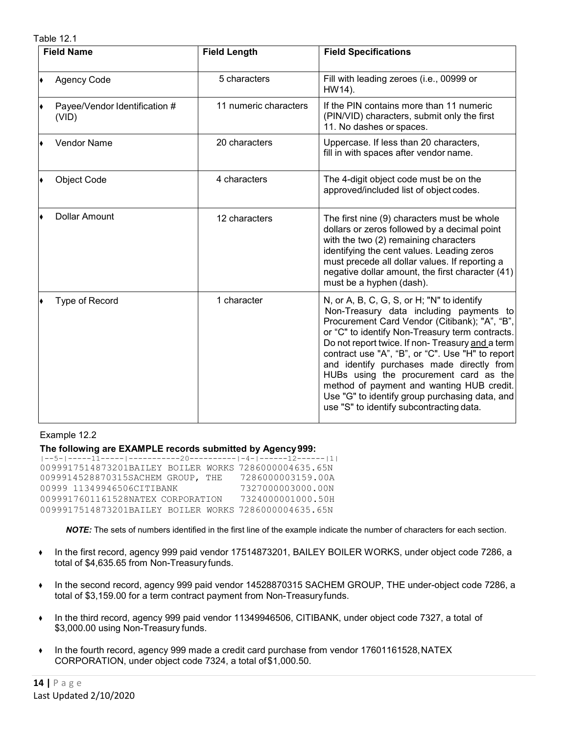Table 12.1

| Field Name | Field Length | Field Specifications |
|---|---|---|
| ♦ Agency Code | 5 characters | Fill with leading zeroes (i.e., 00999 or HW14). |
| ♦ Payee/Vendor Identification # (VID) | 11 numeric characters | If the PIN contains more than 11 numeric (PIN/VID) characters, submit only the first 11. No dashes or spaces. |
| ♦ Vendor Name | 20 characters | Uppercase. If less than 20 characters, fill in with spaces after vendor name. |
| ♦ Object Code | 4 characters | The 4-digit object code must be on the approved/included list of object codes. |
| ♦ Dollar Amount | 12 characters | The first nine (9) characters must be whole dollars or zeros followed by a decimal point with the two (2) remaining characters identifying the cent values. Leading zeros must precede all dollar values. If reporting a negative dollar amount, the first character (41) must be a hyphen (dash). |
| ♦ Type of Record | 1 character | N, or A, B, C, G, S, or H; "N" to identify Non-Treasury data including payments to Procurement Card Vendor (Citibank); "A", "B", or "C" to identify Non-Treasury term contracts. Do not report twice. If non- Treasury and a term contract use "A", "B", or "C". Use "H" to report and identify purchases made directly from HUBs using the procurement card as the method of payment and wanting HUB credit. Use "G" to identify group purchasing data, and use "S" to identify subcontracting data. |

Example 12.2

**The following are EXAMPLE records submitted by Agency 999:**

```
|--5-|-----11-----|-----------20----------|-4-|------12------|1|
0099917514873201BAILEY BOILER WORKS 7286000004635.65N
0099914528870315SACHEM GROUP, THE   7286000003159.00A
00999 11349946506CITIBANK           7327000003000.00N
0099917601161528NATEX CORPORATION   7324000001000.50H
0099917514873201BAILEY BOILER WORKS 7286000004635.65N
```

***NOTE:*** The sets of numbers identified in the first line of the example indicate the number of characters for each section.

- In the first record, agency 999 paid vendor 17514873201, BAILEY BOILER WORKS, under object code 7286, a total of $4,635.65 from Non-Treasury funds.
- In the second record, agency 999 paid vendor 14528870315 SACHEM GROUP, THE under-object code 7286, a total of $3,159.00 for a term contract payment from Non-Treasury funds.
- In the third record, agency 999 paid vendor 11349946506, CITIBANK, under object code 7327, a total of $3,000.00 using Non-Treasury funds.
- In the fourth record, agency 999 made a credit card purchase from vendor 17601161528, NATEX CORPORATION, under object code 7324, a total of $1,000.50.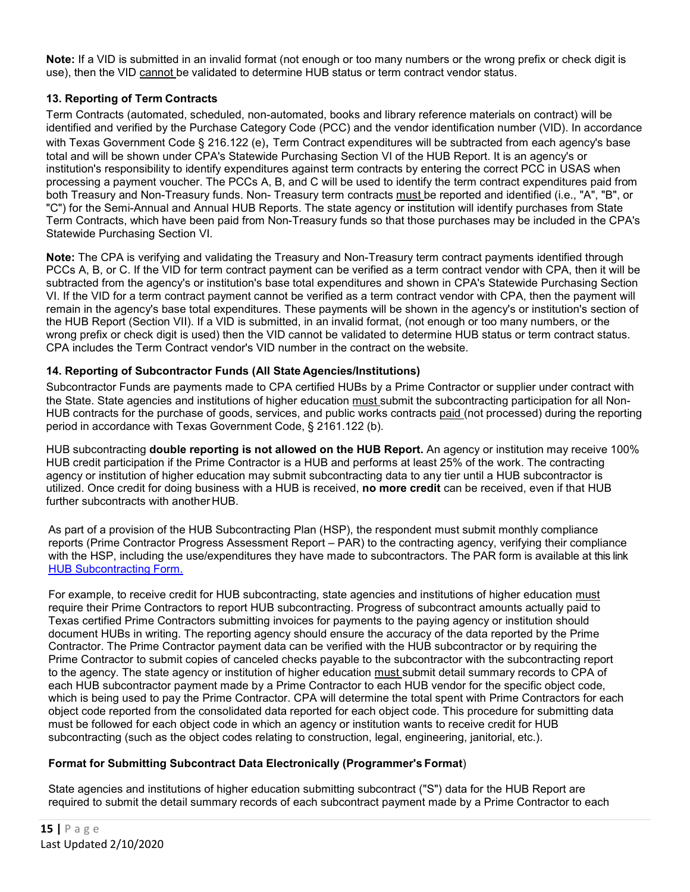**Note:** If a VID is submitted in an invalid format (not enough or too many numbers or the wrong prefix or check digit is use), then the VID cannot be validated to determine HUB status or term contract vendor status.

### 13. Reporting of Term Contracts

Term Contracts (automated, scheduled, non-automated, books and library reference materials on contract) will be identified and verified by the Purchase Category Code (PCC) and the vendor identification number (VID). In accordance with Texas Government Code § 216.122 (e), Term Contract expenditures will be subtracted from each agency's base total and will be shown under CPA's Statewide Purchasing Section VI of the HUB Report. It is an agency's or institution's responsibility to identify expenditures against term contracts by entering the correct PCC in USAS when processing a payment voucher. The PCCs A, B, and C will be used to identify the term contract expenditures paid from both Treasury and Non-Treasury funds. Non- Treasury term contracts must be reported and identified (i.e., "A", "B", or "C") for the Semi-Annual and Annual HUB Reports. The state agency or institution will identify purchases from State Term Contracts, which have been paid from Non-Treasury funds so that those purchases may be included in the CPA's Statewide Purchasing Section VI.

**Note:** The CPA is verifying and validating the Treasury and Non-Treasury term contract payments identified through PCCs A, B, or C. If the VID for term contract payment can be verified as a term contract vendor with CPA, then it will be subtracted from the agency's or institution's base total expenditures and shown in CPA's Statewide Purchasing Section VI. If the VID for a term contract payment cannot be verified as a term contract vendor with CPA, then the payment will remain in the agency's base total expenditures. These payments will be shown in the agency's or institution's section of the HUB Report (Section VII). If a VID is submitted, in an invalid format, (not enough or too many numbers, or the wrong prefix or check digit is used) then the VID cannot be validated to determine HUB status or term contract status. CPA includes the Term Contract vendor's VID number in the contract on the website.

### 14. Reporting of Subcontractor Funds (All State Agencies/Institutions)

Subcontractor Funds are payments made to CPA certified HUBs by a Prime Contractor or supplier under contract with the State. State agencies and institutions of higher education must submit the subcontracting participation for all Non-HUB contracts for the purchase of goods, services, and public works contracts paid (not processed) during the reporting period in accordance with Texas Government Code, § 2161.122 (b).

HUB subcontracting **double reporting is not allowed on the HUB Report.** An agency or institution may receive 100% HUB credit participation if the Prime Contractor is a HUB and performs at least 25% of the work. The contracting agency or institution of higher education may submit subcontracting data to any tier until a HUB subcontractor is utilized. Once credit for doing business with a HUB is received, **no more credit** can be received, even if that HUB further subcontracts with another HUB.

As part of a provision of the HUB Subcontracting Plan (HSP), the respondent must submit monthly compliance reports (Prime Contractor Progress Assessment Report – PAR) to the contracting agency, verifying their compliance with the HSP, including the use/expenditures they have made to subcontractors. The PAR form is available at this link [HUB Subcontracting Form.]

For example, to receive credit for HUB subcontracting, state agencies and institutions of higher education must require their Prime Contractors to report HUB subcontracting. Progress of subcontract amounts actually paid to Texas certified Prime Contractors submitting invoices for payments to the paying agency or institution should document HUBs in writing. The reporting agency should ensure the accuracy of the data reported by the Prime Contractor. The Prime Contractor payment data can be verified with the HUB subcontractor or by requiring the Prime Contractor to submit copies of canceled checks payable to the subcontractor with the subcontracting report to the agency. The state agency or institution of higher education must submit detail summary records to CPA of each HUB subcontractor payment made by a Prime Contractor to each HUB vendor for the specific object code, which is being used to pay the Prime Contractor. CPA will determine the total spent with Prime Contractors for each object code reported from the consolidated data reported for each object code. This procedure for submitting data must be followed for each object code in which an agency or institution wants to receive credit for HUB subcontracting (such as the object codes relating to construction, legal, engineering, janitorial, etc.).

#### Format for Submitting Subcontract Data Electronically (Programmer's Format)

State agencies and institutions of higher education submitting subcontract ("S") data for the HUB Report are required to submit the detail summary records of each subcontract payment made by a Prime Contractor to each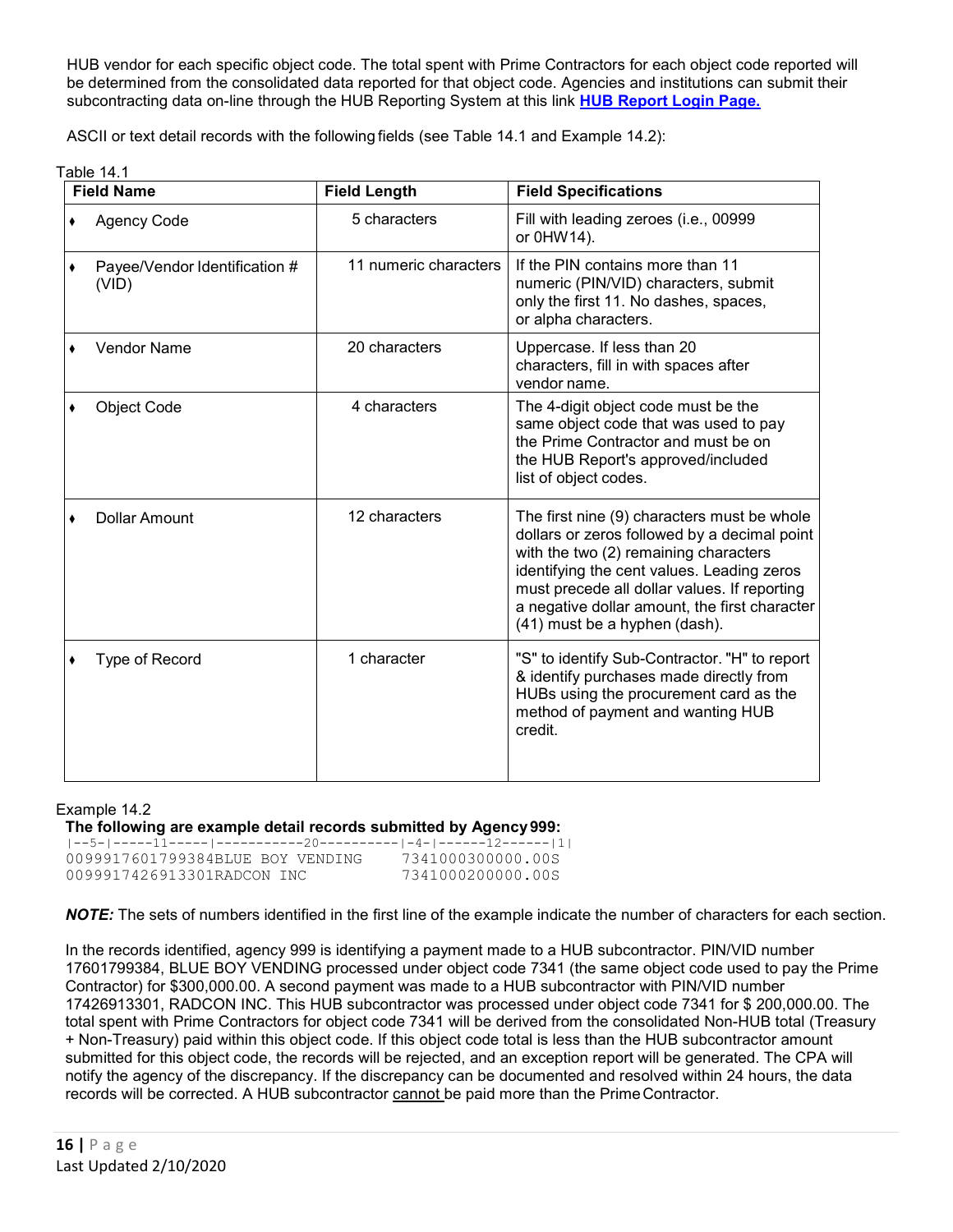HUB vendor for each specific object code. The total spent with Prime Contractors for each object code reported will be determined from the consolidated data reported for that object code. Agencies and institutions can submit their subcontracting data on-line through the HUB Reporting System at this link **HUB Report Login Page.**

ASCII or text detail records with the following fields (see Table 14.1 and Example 14.2):

Table 14.1

| Field Name | Field Length | Field Specifications |
|---|---|---|
| ♦ Agency Code | 5 characters | Fill with leading zeroes (i.e., 00999 or 0HW14). |
| ♦ Payee/Vendor Identification # (VID) | 11 numeric characters | If the PIN contains more than 11 numeric (PIN/VID) characters, submit only the first 11. No dashes, spaces, or alpha characters. |
| ♦ Vendor Name | 20 characters | Uppercase. If less than 20 characters, fill in with spaces after vendor name. |
| ♦ Object Code | 4 characters | The 4-digit object code must be the same object code that was used to pay the Prime Contractor and must be on the HUB Report's approved/included list of object codes. |
| ♦ Dollar Amount | 12 characters | The first nine (9) characters must be whole dollars or zeros followed by a decimal point with the two (2) remaining characters identifying the cent values. Leading zeros must precede all dollar values. If reporting a negative dollar amount, the first character (41) must be a hyphen (dash). |
| ♦ Type of Record | 1 character | "S" to identify Sub-Contractor. "H" to report & identify purchases made directly from HUBs using the procurement card as the method of payment and wanting HUB credit. |

Example 14.2

**The following are example detail records submitted by Agency 999:**

```
|--5-|-----11-----|-----------20----------|-4-|------12------|1|
0099917601799384BLUE BOY VENDING    7341000300000.00S
0099917426913301RADCON INC          7341000200000.00S
```

***NOTE:*** The sets of numbers identified in the first line of the example indicate the number of characters for each section.

In the records identified, agency 999 is identifying a payment made to a HUB subcontractor. PIN/VID number 17601799384, BLUE BOY VENDING processed under object code 7341 (the same object code used to pay the Prime Contractor) for $300,000.00. A second payment was made to a HUB subcontractor with PIN/VID number 17426913301, RADCON INC. This HUB subcontractor was processed under object code 7341 for $ 200,000.00. The total spent with Prime Contractors for object code 7341 will be derived from the consolidated Non-HUB total (Treasury + Non-Treasury) paid within this object code. If this object code total is less than the HUB subcontractor amount submitted for this object code, the records will be rejected, and an exception report will be generated. The CPA will notify the agency of the discrepancy. If the discrepancy can be documented and resolved within 24 hours, the data records will be corrected. A HUB subcontractor cannot be paid more than the Prime Contractor.

Last Updated 2/10/2020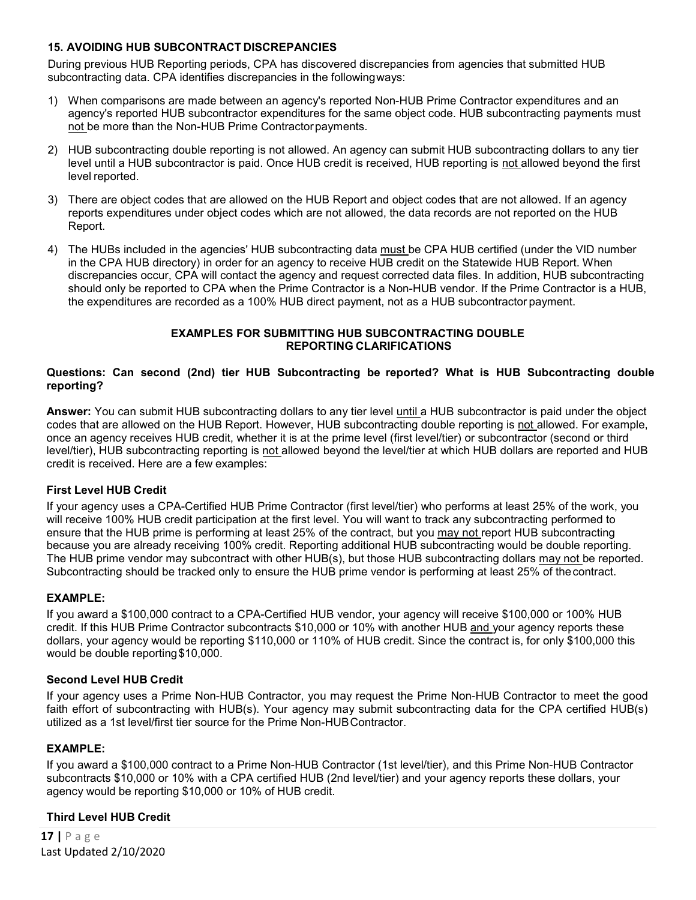### 15. AVOIDING HUB SUBCONTRACT DISCREPANCIES

During previous HUB Reporting periods, CPA has discovered discrepancies from agencies that submitted HUB subcontracting data. CPA identifies discrepancies in the following ways:

1) When comparisons are made between an agency's reported Non-HUB Prime Contractor expenditures and an agency's reported HUB subcontractor expenditures for the same object code. HUB subcontracting payments must not be more than the Non-HUB Prime Contractor payments.
2) HUB subcontracting double reporting is not allowed. An agency can submit HUB subcontracting dollars to any tier level until a HUB subcontractor is paid. Once HUB credit is received, HUB reporting is not allowed beyond the first level reported.
3) There are object codes that are allowed on the HUB Report and object codes that are not allowed. If an agency reports expenditures under object codes which are not allowed, the data records are not reported on the HUB Report.
4) The HUBs included in the agencies' HUB subcontracting data must be CPA HUB certified (under the VID number in the CPA HUB directory) in order for an agency to receive HUB credit on the Statewide HUB Report. When discrepancies occur, CPA will contact the agency and request corrected data files. In addition, HUB subcontracting should only be reported to CPA when the Prime Contractor is a Non-HUB vendor. If the Prime Contractor is a HUB, the expenditures are recorded as a 100% HUB direct payment, not as a HUB subcontractor payment.

**EXAMPLES FOR SUBMITTING HUB SUBCONTRACTING DOUBLE REPORTING CLARIFICATIONS**

**Questions: Can second (2nd) tier HUB Subcontracting be reported? What is HUB Subcontracting double reporting?**

**Answer:** You can submit HUB subcontracting dollars to any tier level until a HUB subcontractor is paid under the object codes that are allowed on the HUB Report. However, HUB subcontracting double reporting is not allowed. For example, once an agency receives HUB credit, whether it is at the prime level (first level/tier) or subcontractor (second or third level/tier), HUB subcontracting reporting is not allowed beyond the level/tier at which HUB dollars are reported and HUB credit is received. Here are a few examples:

**First Level HUB Credit**

If your agency uses a CPA-Certified HUB Prime Contractor (first level/tier) who performs at least 25% of the work, you will receive 100% HUB credit participation at the first level. You will want to track any subcontracting performed to ensure that the HUB prime is performing at least 25% of the contract, but you may not report HUB subcontracting because you are already receiving 100% credit. Reporting additional HUB subcontracting would be double reporting. The HUB prime vendor may subcontract with other HUB(s), but those HUB subcontracting dollars may not be reported. Subcontracting should be tracked only to ensure the HUB prime vendor is performing at least 25% of the contract.

**EXAMPLE:**

If you award a $100,000 contract to a CPA-Certified HUB vendor, your agency will receive $100,000 or 100% HUB credit. If this HUB Prime Contractor subcontracts $10,000 or 10% with another HUB and your agency reports these dollars, your agency would be reporting $110,000 or 110% of HUB credit. Since the contract is, for only $100,000 this would be double reporting $10,000.

**Second Level HUB Credit**

If your agency uses a Prime Non-HUB Contractor, you may request the Prime Non-HUB Contractor to meet the good faith effort of subcontracting with HUB(s). Your agency may submit subcontracting data for the CPA certified HUB(s) utilized as a 1st level/first tier source for the Prime Non-HUB Contractor.

**EXAMPLE:**

If you award a $100,000 contract to a Prime Non-HUB Contractor (1st level/tier), and this Prime Non-HUB Contractor subcontracts $10,000 or 10% with a CPA certified HUB (2nd level/tier) and your agency reports these dollars, your agency would be reporting $10,000 or 10% of HUB credit.

**Third Level HUB Credit**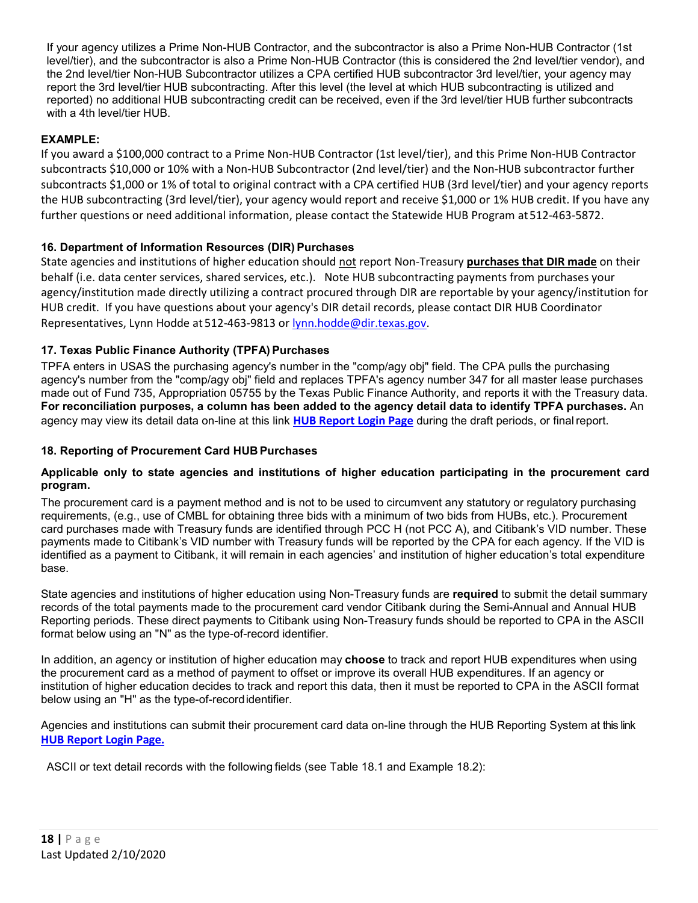If your agency utilizes a Prime Non-HUB Contractor, and the subcontractor is also a Prime Non-HUB Contractor (1st level/tier), and the subcontractor is also a Prime Non-HUB Contractor (this is considered the 2nd level/tier vendor), and the 2nd level/tier Non-HUB Subcontractor utilizes a CPA certified HUB subcontractor 3rd level/tier, your agency may report the 3rd level/tier HUB subcontracting. After this level (the level at which HUB subcontracting is utilized and reported) no additional HUB subcontracting credit can be received, even if the 3rd level/tier HUB further subcontracts with a 4th level/tier HUB.

**EXAMPLE:**

If you award a $100,000 contract to a Prime Non-HUB Contractor (1st level/tier), and this Prime Non-HUB Contractor subcontracts $10,000 or 10% with a Non-HUB Subcontractor (2nd level/tier) and the Non-HUB subcontractor further subcontracts $1,000 or 1% of total to original contract with a CPA certified HUB (3rd level/tier) and your agency reports the HUB subcontracting (3rd level/tier), your agency would report and receive $1,000 or 1% HUB credit. If you have any further questions or need additional information, please contact the Statewide HUB Program at 512-463-5872.

### 16. Department of Information Resources (DIR) Purchases

State agencies and institutions of higher education should not report Non-Treasury **purchases that DIR made** on their behalf (i.e. data center services, shared services, etc.). Note HUB subcontracting payments from purchases your agency/institution made directly utilizing a contract procured through DIR are reportable by your agency/institution for HUB credit. If you have questions about your agency's DIR detail records, please contact DIR HUB Coordinator Representatives, Lynn Hodde at 512-463-9813 or lynn.hodde@dir.texas.gov.

### 17. Texas Public Finance Authority (TPFA) Purchases

TPFA enters in USAS the purchasing agency's number in the "comp/agy obj" field. The CPA pulls the purchasing agency's number from the "comp/agy obj" field and replaces TPFA's agency number 347 for all master lease purchases made out of Fund 735, Appropriation 05755 by the Texas Public Finance Authority, and reports it with the Treasury data. **For reconciliation purposes, a column has been added to the agency detail data to identify TPFA purchases.** An agency may view its detail data on-line at this link **HUB Report Login Page** during the draft periods, or final report.

### 18. Reporting of Procurement Card HUB Purchases

**Applicable only to state agencies and institutions of higher education participating in the procurement card program.**

The procurement card is a payment method and is not to be used to circumvent any statutory or regulatory purchasing requirements, (e.g., use of CMBL for obtaining three bids with a minimum of two bids from HUBs, etc.). Procurement card purchases made with Treasury funds are identified through PCC H (not PCC A), and Citibank's VID number. These payments made to Citibank's VID number with Treasury funds will be reported by the CPA for each agency. If the VID is identified as a payment to Citibank, it will remain in each agencies' and institution of higher education's total expenditure base.

State agencies and institutions of higher education using Non-Treasury funds are **required** to submit the detail summary records of the total payments made to the procurement card vendor Citibank during the Semi-Annual and Annual HUB Reporting periods. These direct payments to Citibank using Non-Treasury funds should be reported to CPA in the ASCII format below using an "N" as the type-of-record identifier.

In addition, an agency or institution of higher education may **choose** to track and report HUB expenditures when using the procurement card as a method of payment to offset or improve its overall HUB expenditures. If an agency or institution of higher education decides to track and report this data, then it must be reported to CPA in the ASCII format below using an "H" as the type-of-record identifier.

Agencies and institutions can submit their procurement card data on-line through the HUB Reporting System at this link **HUB Report Login Page.**

ASCII or text detail records with the following fields (see Table 18.1 and Example 18.2):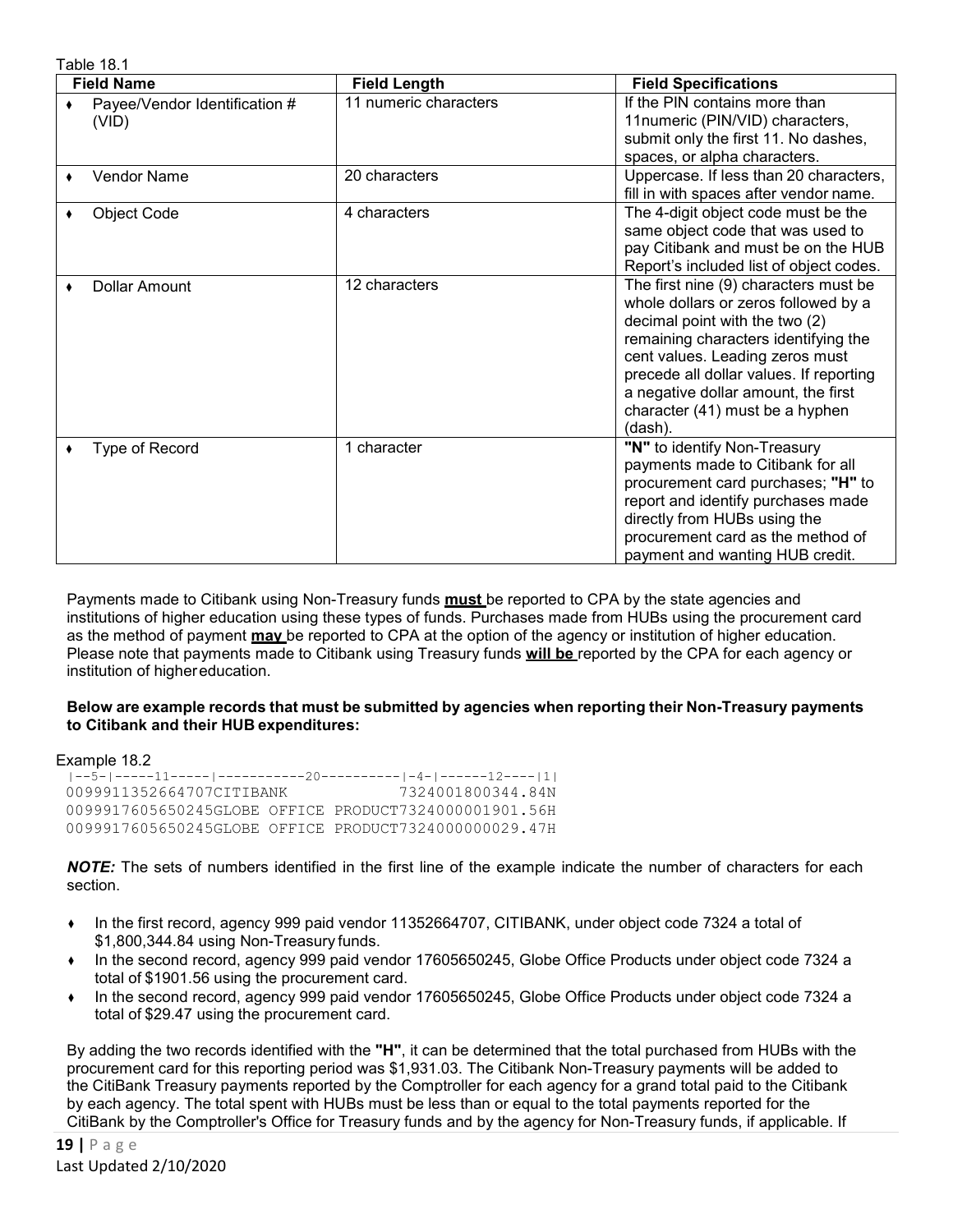Table 18.1

| Field Name | Field Length | Field Specifications |
|---|---|---|
| ♦ Payee/Vendor Identification # (VID) | 11 numeric characters | If the PIN contains more than 11numeric (PIN/VID) characters, submit only the first 11. No dashes, spaces, or alpha characters. |
| ♦ Vendor Name | 20 characters | Uppercase. If less than 20 characters, fill in with spaces after vendor name. |
| ♦ Object Code | 4 characters | The 4-digit object code must be the same object code that was used to pay Citibank and must be on the HUB Report's included list of object codes. |
| ♦ Dollar Amount | 12 characters | The first nine (9) characters must be whole dollars or zeros followed by a decimal point with the two (2) remaining characters identifying the cent values. Leading zeros must precede all dollar values. If reporting a negative dollar amount, the first character (41) must be a hyphen (dash). |
| ♦ Type of Record | 1 character | **"N"** to identify Non-Treasury payments made to Citibank for all procurement card purchases; **"H"** to report and identify purchases made directly from HUBs using the procurement card as the method of payment and wanting HUB credit. |

Payments made to Citibank using Non-Treasury funds **must** be reported to CPA by the state agencies and institutions of higher education using these types of funds. Purchases made from HUBs using the procurement card as the method of payment **may** be reported to CPA at the option of the agency or institution of higher education. Please note that payments made to Citibank using Treasury funds **will be** reported by the CPA for each agency or institution of higher education.

**Below are example records that must be submitted by agencies when reporting their Non-Treasury payments to Citibank and their HUB expenditures:**

Example 18.2

```
|--5-|-----11-----|-----------20----------|-4-|------12----|1|
0099911352664707CITIBANK            7324001800344.84N
0099917605650245GLOBE OFFICE PRODUCT7324000001901.56H
0099917605650245GLOBE OFFICE PRODUCT7324000000029.47H
```

***NOTE:*** The sets of numbers identified in the first line of the example indicate the number of characters for each section.

- In the first record, agency 999 paid vendor 11352664707, CITIBANK, under object code 7324 a total of $1,800,344.84 using Non-Treasury funds.
- In the second record, agency 999 paid vendor 17605650245, Globe Office Products under object code 7324 a total of $1901.56 using the procurement card.
- In the second record, agency 999 paid vendor 17605650245, Globe Office Products under object code 7324 a total of $29.47 using the procurement card.

By adding the two records identified with the **"H"**, it can be determined that the total purchased from HUBs with the procurement card for this reporting period was $1,931.03. The Citibank Non-Treasury payments will be added to the CitiBank Treasury payments reported by the Comptroller for each agency for a grand total paid to the Citibank by each agency. The total spent with HUBs must be less than or equal to the total payments reported for the CitiBank by the Comptroller's Office for Treasury funds and by the agency for Non-Treasury funds, if applicable. If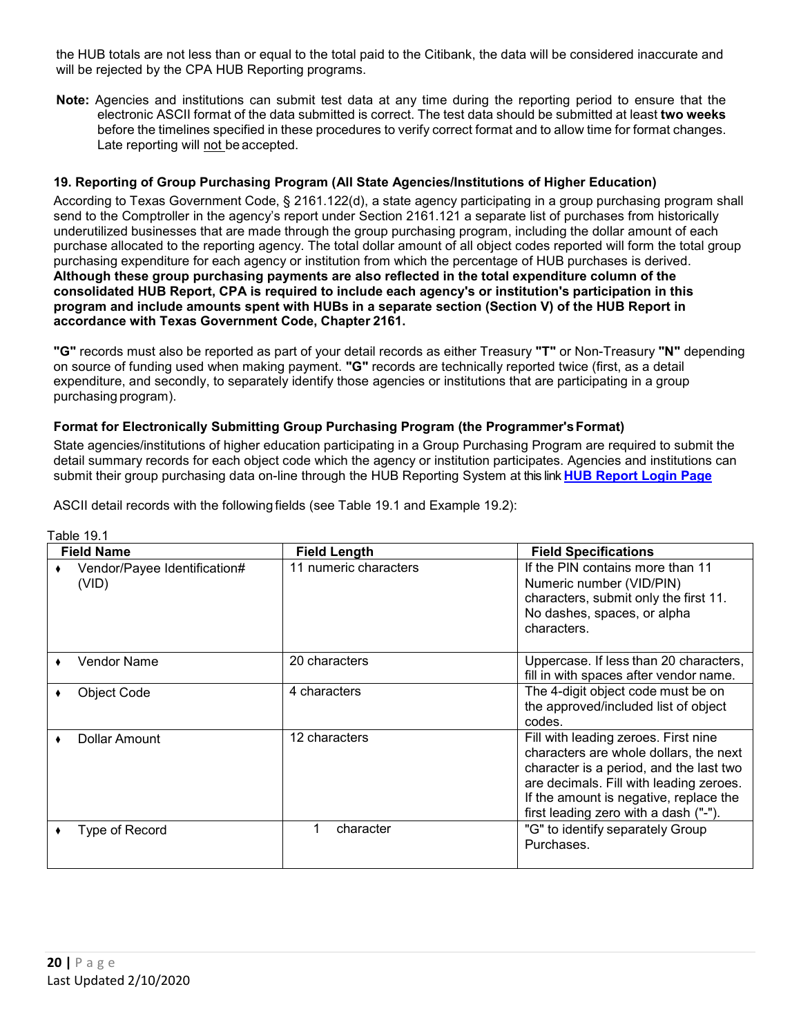the HUB totals are not less than or equal to the total paid to the Citibank, the data will be considered inaccurate and will be rejected by the CPA HUB Reporting programs.

**Note:** Agencies and institutions can submit test data at any time during the reporting period to ensure that the electronic ASCII format of the data submitted is correct. The test data should be submitted at least **two weeks** before the timelines specified in these procedures to verify correct format and to allow time for format changes. Late reporting will not be accepted.

### 19. Reporting of Group Purchasing Program (All State Agencies/Institutions of Higher Education)

According to Texas Government Code, § 2161.122(d), a state agency participating in a group purchasing program shall send to the Comptroller in the agency's report under Section 2161.121 a separate list of purchases from historically underutilized businesses that are made through the group purchasing program, including the dollar amount of each purchase allocated to the reporting agency. The total dollar amount of all object codes reported will form the total group purchasing expenditure for each agency or institution from which the percentage of HUB purchases is derived. **Although these group purchasing payments are also reflected in the total expenditure column of the consolidated HUB Report, CPA is required to include each agency's or institution's participation in this program and include amounts spent with HUBs in a separate section (Section V) of the HUB Report in accordance with Texas Government Code, Chapter 2161.**

**"G"** records must also be reported as part of your detail records as either Treasury **"T"** or Non-Treasury **"N"** depending on source of funding used when making payment. **"G"** records are technically reported twice (first, as a detail expenditure, and secondly, to separately identify those agencies or institutions that are participating in a group purchasing program).

#### Format for Electronically Submitting Group Purchasing Program (the Programmer's Format)

State agencies/institutions of higher education participating in a Group Purchasing Program are required to submit the detail summary records for each object code which the agency or institution participates. Agencies and institutions can submit their group purchasing data on-line through the HUB Reporting System at this link **HUB Report Login Page**

ASCII detail records with the following fields (see Table 19.1 and Example 19.2):

Table 19.1

| Field Name | Field Length | Field Specifications |
|---|---|---|
| ♦ Vendor/Payee Identification# (VID) | 11 numeric characters | If the PIN contains more than 11 Numeric number (VID/PIN) characters, submit only the first 11. No dashes, spaces, or alpha characters. |
| ♦ Vendor Name | 20 characters | Uppercase. If less than 20 characters, fill in with spaces after vendor name. |
| ♦ Object Code | 4 characters | The 4-digit object code must be on the approved/included list of object codes. |
| ♦ Dollar Amount | 12 characters | Fill with leading zeroes. First nine characters are whole dollars, the next character is a period, and the last two are decimals. Fill with leading zeroes. If the amount is negative, replace the first leading zero with a dash ("-"). |
| ♦ Type of Record | 1 character | "G" to identify separately Group Purchases. |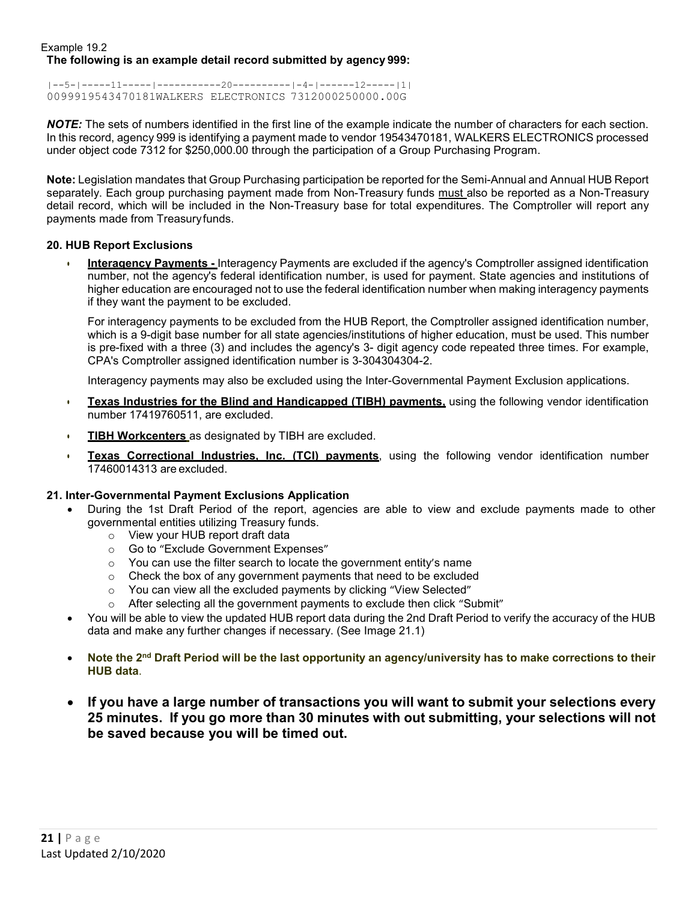Example 19.2

**The following is an example detail record submitted by agency 999:**

```
|--5-|-----11-----|-----------20----------|-4-|------12-----|1|
0099919543470181WALKERS ELECTRONICS 7312000250000.00G
```

***NOTE:*** The sets of numbers identified in the first line of the example indicate the number of characters for each section. In this record, agency 999 is identifying a payment made to vendor 19543470181, WALKERS ELECTRONICS processed under object code 7312 for $250,000.00 through the participation of a Group Purchasing Program.

**Note:** Legislation mandates that Group Purchasing participation be reported for the Semi-Annual and Annual HUB Report separately. Each group purchasing payment made from Non-Treasury funds must also be reported as a Non-Treasury detail record, which will be included in the Non-Treasury base for total expenditures. The Comptroller will report any payments made from Treasury funds.

### 20. HUB Report Exclusions

- **Interagency Payments -** Interagency Payments are excluded if the agency's Comptroller assigned identification number, not the agency's federal identification number, is used for payment. State agencies and institutions of higher education are encouraged not to use the federal identification number when making interagency payments if they want the payment to be excluded.

  For interagency payments to be excluded from the HUB Report, the Comptroller assigned identification number, which is a 9-digit base number for all state agencies/institutions of higher education, must be used. This number is pre-fixed with a three (3) and includes the agency's 3- digit agency code repeated three times. For example, CPA's Comptroller assigned identification number is 3-304304304-2.

  Interagency payments may also be excluded using the Inter-Governmental Payment Exclusion applications.

- **Texas Industries for the Blind and Handicapped (TIBH) payments,** using the following vendor identification number 17419760511, are excluded.
- **TIBH Workcenters** as designated by TIBH are excluded.
- **Texas Correctional Industries, Inc. (TCI) payments**, using the following vendor identification number 17460014313 are excluded.

### 21. Inter-Governmental Payment Exclusions Application

- During the 1st Draft Period of the report, agencies are able to view and exclude payments made to other governmental entities utilizing Treasury funds.
  - View your HUB report draft data
  - Go to "Exclude Government Expenses"
  - You can use the filter search to locate the government entity's name
  - Check the box of any government payments that need to be excluded
  - You can view all the excluded payments by clicking "View Selected"
  - After selecting all the government payments to exclude then click "Submit"
- You will be able to view the updated HUB report data during the 2nd Draft Period to verify the accuracy of the HUB data and make any further changes if necessary. (See Image 21.1)
- **Note the 2nd Draft Period will be the last opportunity an agency/university has to make corrections to their HUB data**.
- **If you have a large number of transactions you will want to submit your selections every 25 minutes. If you go more than 30 minutes with out submitting, your selections will not be saved because you will be timed out.**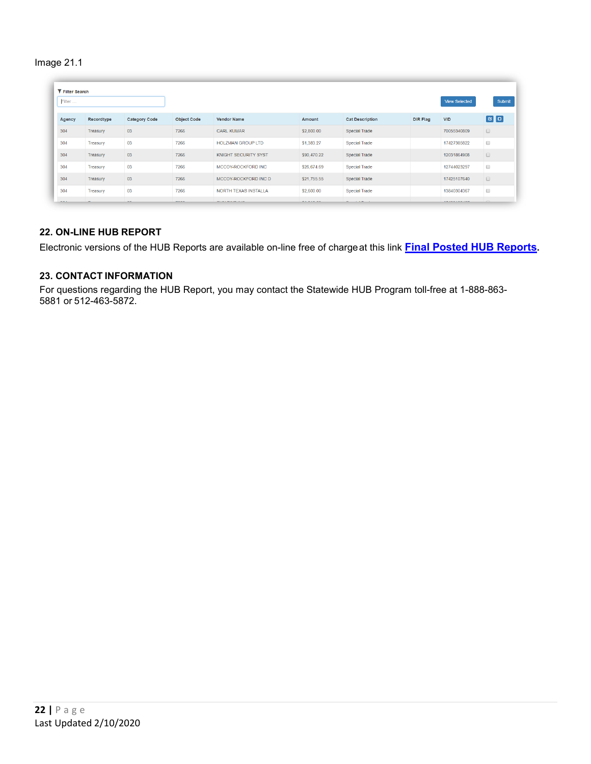Image 21.1

Filter Search

Filter ...

View Selected Submit

| Agency | Recordtype | Category Code | Object Code | Vendor Name | Amount | Cat Description | DIR Flag | VID | |
|---|---|---|---|---|---|---|---|---|---|
| 304 | Treasury | 03 | 7266 | CARL KUMAR | $2,800.00 | Special Trade | | 70055340609 | |
| 304 | Treasury | 03 | 7266 | HOLZMAN GROUP LTD | $1,383.27 | Special Trade | | 17427365822 | |
| 304 | Treasury | 03 | 7266 | KNIGHT SECURITY SYST | $90,470.22 | Special Trade | | 12031864908 | |
| 304 | Treasury | 03 | 7266 | MCCOY-ROCKFORD INC | $26,674.69 | Special Trade | | 12744023297 | |
| 304 | Treasury | 03 | 7266 | MCCOY-ROCKFORD INC D | $21,755.55 | Special Trade | | 17425107640 | |
| 304 | Treasury | 03 | 7266 | NORTH TEXAS INSTALLA | $2,600.00 | Special Trade | | 13840304367 | |

### 22. ON-LINE HUB REPORT

Electronic versions of the HUB Reports are available on-line free of charge at this link **Final Posted HUB Reports**.

### 23. CONTACT INFORMATION

For questions regarding the HUB Report, you may contact the Statewide HUB Program toll-free at 1-888-863-5881 or 512-463-5872.

Last Updated 2/10/2020